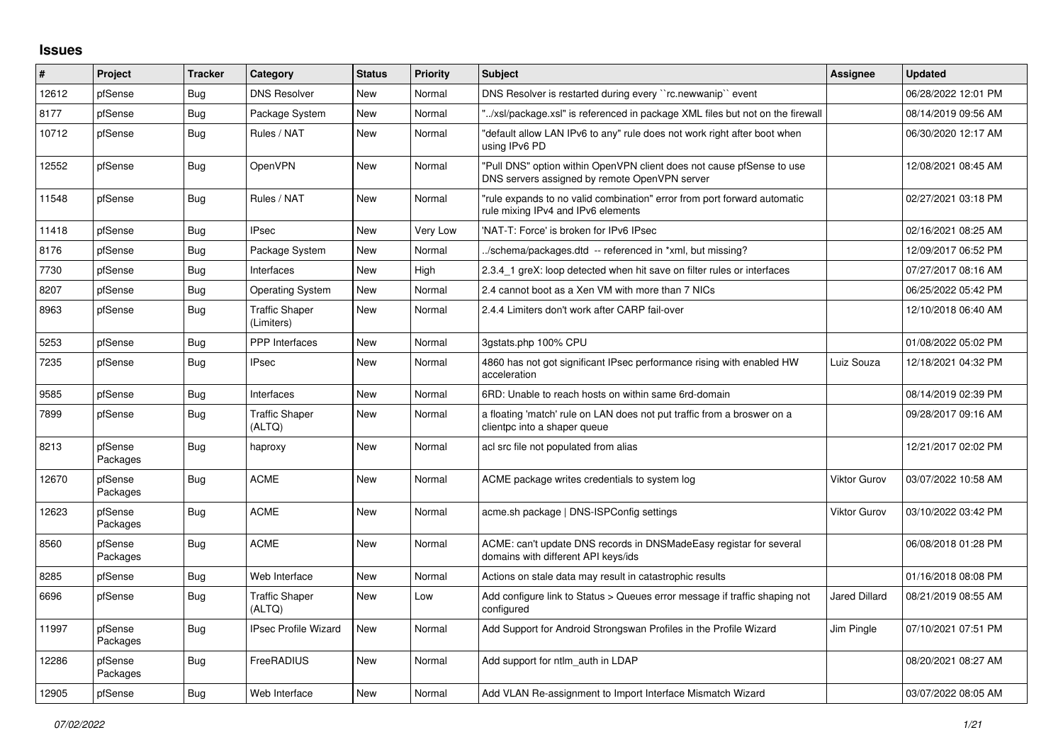# Issues

| # | Project | Tracker | Category | Status | Priority | Subject | Assignee | Updated |
|---|---|---|---|---|---|---|---|---|
| 12612 | pfSense | Bug | DNS Resolver | New | Normal | DNS Resolver is restarted during every ``rc.newwanip`` event | | 06/28/2022 12:01 PM |
| 8177 | pfSense | Bug | Package System | New | Normal | "../xsl/package.xsl" is referenced in package XML files but not on the firewall | | 08/14/2019 09:56 AM |
| 10712 | pfSense | Bug | Rules / NAT | New | Normal | "default allow LAN IPv6 to any" rule does not work right after boot when using IPv6 PD | | 06/30/2020 12:17 AM |
| 12552 | pfSense | Bug | OpenVPN | New | Normal | "Pull DNS" option within OpenVPN client does not cause pfSense to use DNS servers assigned by remote OpenVPN server | | 12/08/2021 08:45 AM |
| 11548 | pfSense | Bug | Rules / NAT | New | Normal | "rule expands to no valid combination" error from port forward automatic rule mixing IPv4 and IPv6 elements | | 02/27/2021 03:18 PM |
| 11418 | pfSense | Bug | IPsec | New | Very Low | 'NAT-T: Force' is broken for IPv6 IPsec | | 02/16/2021 08:25 AM |
| 8176 | pfSense | Bug | Package System | New | Normal | ../schema/packages.dtd -- referenced in *xml, but missing? | | 12/09/2017 06:52 PM |
| 7730 | pfSense | Bug | Interfaces | New | High | 2.3.4_1 greX: loop detected when hit save on filter rules or interfaces | | 07/27/2017 08:16 AM |
| 8207 | pfSense | Bug | Operating System | New | Normal | 2.4 cannot boot as a Xen VM with more than 7 NICs | | 06/25/2022 05:42 PM |
| 8963 | pfSense | Bug | Traffic Shaper (Limiters) | New | Normal | 2.4.4 Limiters don't work after CARP fail-over | | 12/10/2018 06:40 AM |
| 5253 | pfSense | Bug | PPP Interfaces | New | Normal | 3gstats.php 100% CPU | | 01/08/2022 05:02 PM |
| 7235 | pfSense | Bug | IPsec | New | Normal | 4860 has not got significant IPsec performance rising with enabled HW acceleration | Luiz Souza | 12/18/2021 04:32 PM |
| 9585 | pfSense | Bug | Interfaces | New | Normal | 6RD: Unable to reach hosts on within same 6rd-domain | | 08/14/2019 02:39 PM |
| 7899 | pfSense | Bug | Traffic Shaper (ALTQ) | New | Normal | a floating 'match' rule on LAN does not put traffic from a broswer on a clientpc into a shaper queue | | 09/28/2017 09:16 AM |
| 8213 | pfSense Packages | Bug | haproxy | New | Normal | acl src file not populated from alias | | 12/21/2017 02:02 PM |
| 12670 | pfSense Packages | Bug | ACME | New | Normal | ACME package writes credentials to system log | Viktor Gurov | 03/07/2022 10:58 AM |
| 12623 | pfSense Packages | Bug | ACME | New | Normal | acme.sh package \| DNS-ISPConfig settings | Viktor Gurov | 03/10/2022 03:42 PM |
| 8560 | pfSense Packages | Bug | ACME | New | Normal | ACME: can't update DNS records in DNSMadeEasy registar for several domains with different API keys/ids | | 06/08/2018 01:28 PM |
| 8285 | pfSense | Bug | Web Interface | New | Normal | Actions on stale data may result in catastrophic results | | 01/16/2018 08:08 PM |
| 6696 | pfSense | Bug | Traffic Shaper (ALTQ) | New | Low | Add configure link to Status > Queues error message if traffic shaping not configured | Jared Dillard | 08/21/2019 08:55 AM |
| 11997 | pfSense Packages | Bug | IPsec Profile Wizard | New | Normal | Add Support for Android Strongswan Profiles in the Profile Wizard | Jim Pingle | 07/10/2021 07:51 PM |
| 12286 | pfSense Packages | Bug | FreeRADIUS | New | Normal | Add support for ntlm_auth in LDAP | | 08/20/2021 08:27 AM |
| 12905 | pfSense | Bug | Web Interface | New | Normal | Add VLAN Re-assignment to Import Interface Mismatch Wizard | | 03/07/2022 08:05 AM |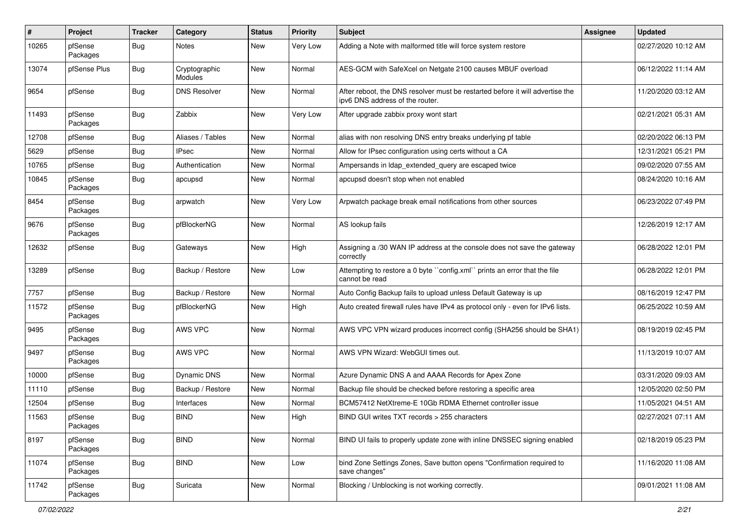| # | Project | Tracker | Category | Status | Priority | Subject | Assignee | Updated |
|---|---|---|---|---|---|---|---|---|
| 10265 | pfSense Packages | Bug | Notes | New | Very Low | Adding a Note with malformed title will force system restore | | 02/27/2020 10:12 AM |
| 13074 | pfSense Plus | Bug | Cryptographic Modules | New | Normal | AES-GCM with SafeXcel on Netgate 2100 causes MBUF overload | | 06/12/2022 11:14 AM |
| 9654 | pfSense | Bug | DNS Resolver | New | Normal | After reboot, the DNS resolver must be restarted before it will advertise the ipv6 DNS address of the router. | | 11/20/2020 03:12 AM |
| 11493 | pfSense Packages | Bug | Zabbix | New | Very Low | After upgrade zabbix proxy wont start | | 02/21/2021 05:31 AM |
| 12708 | pfSense | Bug | Aliases / Tables | New | Normal | alias with non resolving DNS entry breaks underlying pf table | | 02/20/2022 06:13 PM |
| 5629 | pfSense | Bug | IPsec | New | Normal | Allow for IPsec configuration using certs without a CA | | 12/31/2021 05:21 PM |
| 10765 | pfSense | Bug | Authentication | New | Normal | Ampersands in ldap_extended_query are escaped twice | | 09/02/2020 07:55 AM |
| 10845 | pfSense Packages | Bug | apcupsd | New | Normal | apcupsd doesn't stop when not enabled | | 08/24/2020 10:16 AM |
| 8454 | pfSense Packages | Bug | arpwatch | New | Very Low | Arpwatch package break email notifications from other sources | | 06/23/2022 07:49 PM |
| 9676 | pfSense Packages | Bug | pfBlockerNG | New | Normal | AS lookup fails | | 12/26/2019 12:17 AM |
| 12632 | pfSense | Bug | Gateways | New | High | Assigning a /30 WAN IP address at the console does not save the gateway correctly | | 06/28/2022 12:01 PM |
| 13289 | pfSense | Bug | Backup / Restore | New | Low | Attempting to restore a 0 byte ``config.xml`` prints an error that the file cannot be read | | 06/28/2022 12:01 PM |
| 7757 | pfSense | Bug | Backup / Restore | New | Normal | Auto Config Backup fails to upload unless Default Gateway is up | | 08/16/2019 12:47 PM |
| 11572 | pfSense Packages | Bug | pfBlockerNG | New | High | Auto created firewall rules have IPv4 as protocol only - even for IPv6 lists. | | 06/25/2022 10:59 AM |
| 9495 | pfSense Packages | Bug | AWS VPC | New | Normal | AWS VPC VPN wizard produces incorrect config (SHA256 should be SHA1) | | 08/19/2019 02:45 PM |
| 9497 | pfSense Packages | Bug | AWS VPC | New | Normal | AWS VPN Wizard: WebGUI times out. | | 11/13/2019 10:07 AM |
| 10000 | pfSense | Bug | Dynamic DNS | New | Normal | Azure Dynamic DNS A and AAAA Records for Apex Zone | | 03/31/2020 09:03 AM |
| 11110 | pfSense | Bug | Backup / Restore | New | Normal | Backup file should be checked before restoring a specific area | | 12/05/2020 02:50 PM |
| 12504 | pfSense | Bug | Interfaces | New | Normal | BCM57412 NetXtreme-E 10Gb RDMA Ethernet controller issue | | 11/05/2021 04:51 AM |
| 11563 | pfSense Packages | Bug | BIND | New | High | BIND GUI writes TXT records > 255 characters | | 02/27/2021 07:11 AM |
| 8197 | pfSense Packages | Bug | BIND | New | Normal | BIND UI fails to properly update zone with inline DNSSEC signing enabled | | 02/18/2019 05:23 PM |
| 11074 | pfSense Packages | Bug | BIND | New | Low | bind Zone Settings Zones, Save button opens "Confirmation required to save changes" | | 11/16/2020 11:08 AM |
| 11742 | pfSense Packages | Bug | Suricata | New | Normal | Blocking / Unblocking is not working correctly. | | 09/01/2021 11:08 AM |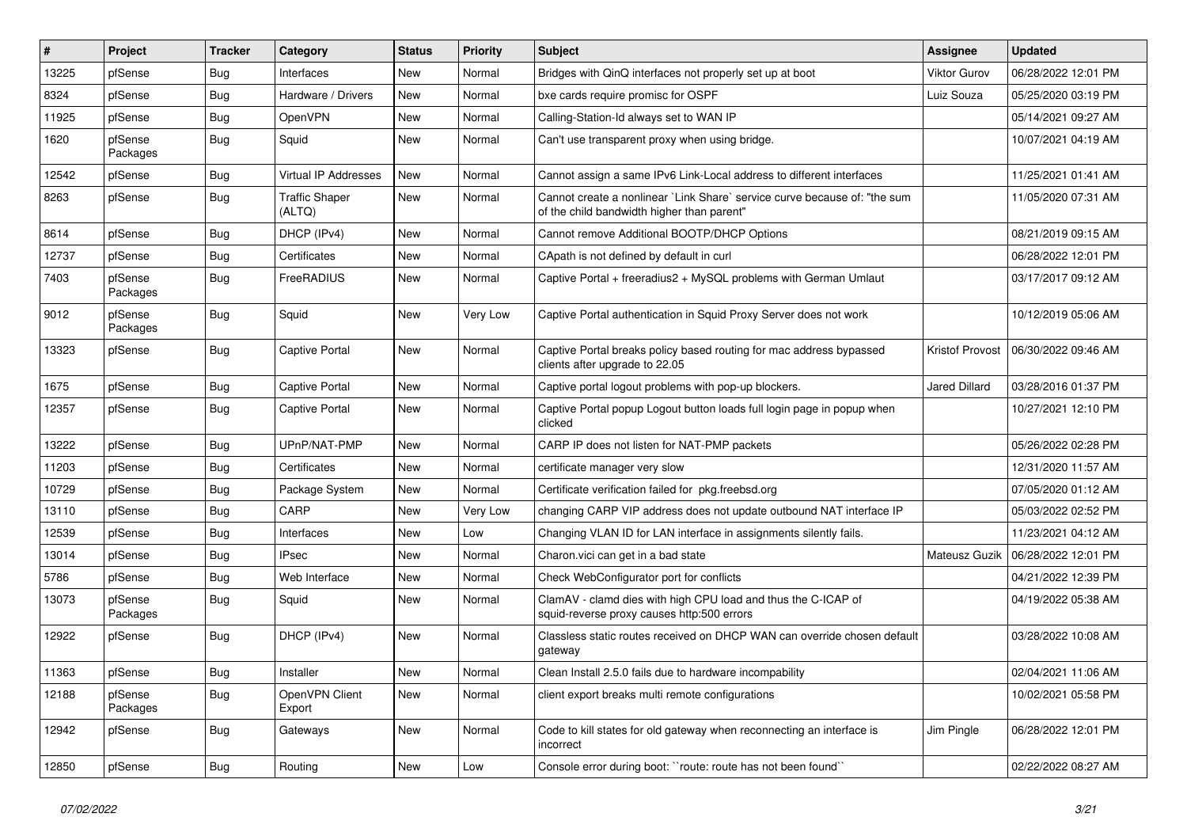| # | Project | Tracker | Category | Status | Priority | Subject | Assignee | Updated |
|---|---|---|---|---|---|---|---|---|
| 13225 | pfSense | Bug | Interfaces | New | Normal | Bridges with QinQ interfaces not properly set up at boot | Viktor Gurov | 06/28/2022 12:01 PM |
| 8324 | pfSense | Bug | Hardware / Drivers | New | Normal | bxe cards require promisc for OSPF | Luiz Souza | 05/25/2020 03:19 PM |
| 11925 | pfSense | Bug | OpenVPN | New | Normal | Calling-Station-Id always set to WAN IP | | 05/14/2021 09:27 AM |
| 1620 | pfSense Packages | Bug | Squid | New | Normal | Can't use transparent proxy when using bridge. | | 10/07/2021 04:19 AM |
| 12542 | pfSense | Bug | Virtual IP Addresses | New | Normal | Cannot assign a same IPv6 Link-Local address to different interfaces | | 11/25/2021 01:41 AM |
| 8263 | pfSense | Bug | Traffic Shaper (ALTQ) | New | Normal | Cannot create a nonlinear `Link Share` service curve because of: "the sum of the child bandwidth higher than parent" | | 11/05/2020 07:31 AM |
| 8614 | pfSense | Bug | DHCP (IPv4) | New | Normal | Cannot remove Additional BOOTP/DHCP Options | | 08/21/2019 09:15 AM |
| 12737 | pfSense | Bug | Certificates | New | Normal | CApath is not defined by default in curl | | 06/28/2022 12:01 PM |
| 7403 | pfSense Packages | Bug | FreeRADIUS | New | Normal | Captive Portal + freeradius2 + MySQL problems with German Umlaut | | 03/17/2017 09:12 AM |
| 9012 | pfSense Packages | Bug | Squid | New | Very Low | Captive Portal authentication in Squid Proxy Server does not work | | 10/12/2019 05:06 AM |
| 13323 | pfSense | Bug | Captive Portal | New | Normal | Captive Portal breaks policy based routing for mac address bypassed clients after upgrade to 22.05 | Kristof Provost | 06/30/2022 09:46 AM |
| 1675 | pfSense | Bug | Captive Portal | New | Normal | Captive portal logout problems with pop-up blockers. | Jared Dillard | 03/28/2016 01:37 PM |
| 12357 | pfSense | Bug | Captive Portal | New | Normal | Captive Portal popup Logout button loads full login page in popup when clicked | | 10/27/2021 12:10 PM |
| 13222 | pfSense | Bug | UPnP/NAT-PMP | New | Normal | CARP IP does not listen for NAT-PMP packets | | 05/26/2022 02:28 PM |
| 11203 | pfSense | Bug | Certificates | New | Normal | certificate manager very slow | | 12/31/2020 11:57 AM |
| 10729 | pfSense | Bug | Package System | New | Normal | Certificate verification failed for pkg.freebsd.org | | 07/05/2020 01:12 AM |
| 13110 | pfSense | Bug | CARP | New | Very Low | changing CARP VIP address does not update outbound NAT interface IP | | 05/03/2022 02:52 PM |
| 12539 | pfSense | Bug | Interfaces | New | Low | Changing VLAN ID for LAN interface in assignments silently fails. | | 11/23/2021 04:12 AM |
| 13014 | pfSense | Bug | IPsec | New | Normal | Charon.vici can get in a bad state | Mateusz Guzik | 06/28/2022 12:01 PM |
| 5786 | pfSense | Bug | Web Interface | New | Normal | Check WebConfigurator port for conflicts | | 04/21/2022 12:39 PM |
| 13073 | pfSense Packages | Bug | Squid | New | Normal | ClamAV - clamd dies with high CPU load and thus the C-ICAP of squid-reverse proxy causes http:500 errors | | 04/19/2022 05:38 AM |
| 12922 | pfSense | Bug | DHCP (IPv4) | New | Normal | Classless static routes received on DHCP WAN can override chosen default gateway | | 03/28/2022 10:08 AM |
| 11363 | pfSense | Bug | Installer | New | Normal | Clean Install 2.5.0 fails due to hardware incompability | | 02/04/2021 11:06 AM |
| 12188 | pfSense Packages | Bug | OpenVPN Client Export | New | Normal | client export breaks multi remote configurations | | 10/02/2021 05:58 PM |
| 12942 | pfSense | Bug | Gateways | New | Normal | Code to kill states for old gateway when reconnecting an interface is incorrect | Jim Pingle | 06/28/2022 12:01 PM |
| 12850 | pfSense | Bug | Routing | New | Low | Console error during boot: ``route: route has not been found`` | | 02/22/2022 08:27 AM |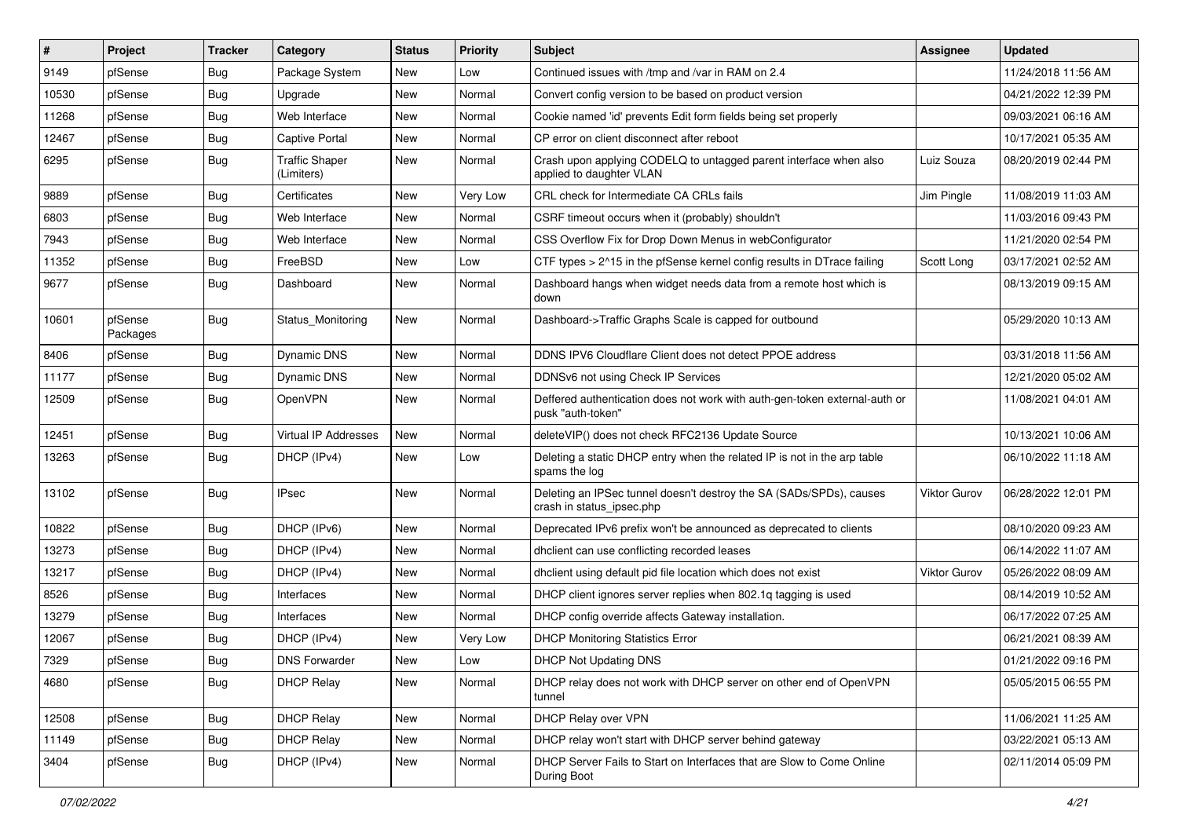| # | Project | Tracker | Category | Status | Priority | Subject | Assignee | Updated |
|---|---|---|---|---|---|---|---|---|
| 9149 | pfSense | Bug | Package System | New | Low | Continued issues with /tmp and /var in RAM on 2.4 | | 11/24/2018 11:56 AM |
| 10530 | pfSense | Bug | Upgrade | New | Normal | Convert config version to be based on product version | | 04/21/2022 12:39 PM |
| 11268 | pfSense | Bug | Web Interface | New | Normal | Cookie named 'id' prevents Edit form fields being set properly | | 09/03/2021 06:16 AM |
| 12467 | pfSense | Bug | Captive Portal | New | Normal | CP error on client disconnect after reboot | | 10/17/2021 05:35 AM |
| 6295 | pfSense | Bug | Traffic Shaper (Limiters) | New | Normal | Crash upon applying CODELQ to untagged parent interface when also applied to daughter VLAN | Luiz Souza | 08/20/2019 02:44 PM |
| 9889 | pfSense | Bug | Certificates | New | Very Low | CRL check for Intermediate CA CRLs fails | Jim Pingle | 11/08/2019 11:03 AM |
| 6803 | pfSense | Bug | Web Interface | New | Normal | CSRF timeout occurs when it (probably) shouldn't | | 11/03/2016 09:43 PM |
| 7943 | pfSense | Bug | Web Interface | New | Normal | CSS Overflow Fix for Drop Down Menus in webConfigurator | | 11/21/2020 02:54 PM |
| 11352 | pfSense | Bug | FreeBSD | New | Low | CTF types > 2^15 in the pfSense kernel config results in DTrace failing | Scott Long | 03/17/2021 02:52 AM |
| 9677 | pfSense | Bug | Dashboard | New | Normal | Dashboard hangs when widget needs data from a remote host which is down | | 08/13/2019 09:15 AM |
| 10601 | pfSense Packages | Bug | Status_Monitoring | New | Normal | Dashboard->Traffic Graphs Scale is capped for outbound | | 05/29/2020 10:13 AM |
| 8406 | pfSense | Bug | Dynamic DNS | New | Normal | DDNS IPV6 Cloudflare Client does not detect PPOE address | | 03/31/2018 11:56 AM |
| 11177 | pfSense | Bug | Dynamic DNS | New | Normal | DDNSv6 not using Check IP Services | | 12/21/2020 05:02 AM |
| 12509 | pfSense | Bug | OpenVPN | New | Normal | Deffered authentication does not work with auth-gen-token external-auth or pusk "auth-token" | | 11/08/2021 04:01 AM |
| 12451 | pfSense | Bug | Virtual IP Addresses | New | Normal | deleteVIP() does not check RFC2136 Update Source | | 10/13/2021 10:06 AM |
| 13263 | pfSense | Bug | DHCP (IPv4) | New | Low | Deleting a static DHCP entry when the related IP is not in the arp table spams the log | | 06/10/2022 11:18 AM |
| 13102 | pfSense | Bug | IPsec | New | Normal | Deleting an IPSec tunnel doesn't destroy the SA (SADs/SPDs), causes crash in status_ipsec.php | Viktor Gurov | 06/28/2022 12:01 PM |
| 10822 | pfSense | Bug | DHCP (IPv6) | New | Normal | Deprecated IPv6 prefix won't be announced as deprecated to clients | | 08/10/2020 09:23 AM |
| 13273 | pfSense | Bug | DHCP (IPv4) | New | Normal | dhclient can use conflicting recorded leases | | 06/14/2022 11:07 AM |
| 13217 | pfSense | Bug | DHCP (IPv4) | New | Normal | dhclient using default pid file location which does not exist | Viktor Gurov | 05/26/2022 08:09 AM |
| 8526 | pfSense | Bug | Interfaces | New | Normal | DHCP client ignores server replies when 802.1q tagging is used | | 08/14/2019 10:52 AM |
| 13279 | pfSense | Bug | Interfaces | New | Normal | DHCP config override affects Gateway installation. | | 06/17/2022 07:25 AM |
| 12067 | pfSense | Bug | DHCP (IPv4) | New | Very Low | DHCP Monitoring Statistics Error | | 06/21/2021 08:39 AM |
| 7329 | pfSense | Bug | DNS Forwarder | New | Low | DHCP Not Updating DNS | | 01/21/2022 09:16 PM |
| 4680 | pfSense | Bug | DHCP Relay | New | Normal | DHCP relay does not work with DHCP server on other end of OpenVPN tunnel | | 05/05/2015 06:55 PM |
| 12508 | pfSense | Bug | DHCP Relay | New | Normal | DHCP Relay over VPN | | 11/06/2021 11:25 AM |
| 11149 | pfSense | Bug | DHCP Relay | New | Normal | DHCP relay won't start with DHCP server behind gateway | | 03/22/2021 05:13 AM |
| 3404 | pfSense | Bug | DHCP (IPv4) | New | Normal | DHCP Server Fails to Start on Interfaces that are Slow to Come Online During Boot | | 02/11/2014 05:09 PM |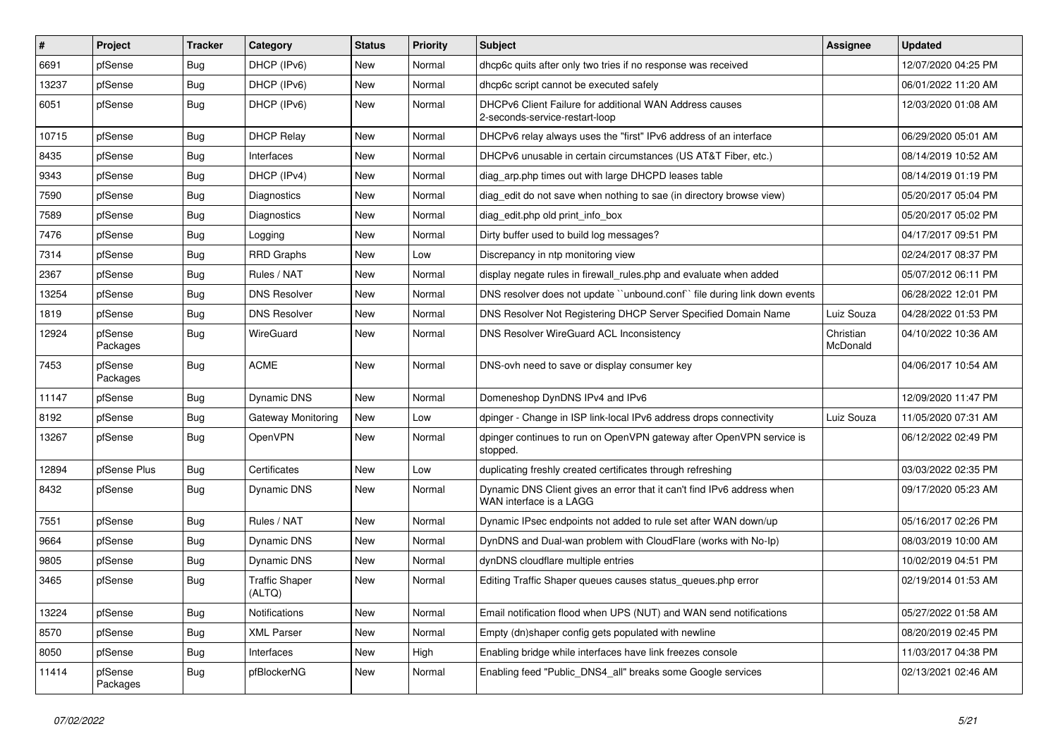| # | Project | Tracker | Category | Status | Priority | Subject | Assignee | Updated |
|---|---|---|---|---|---|---|---|---|
| 6691 | pfSense | Bug | DHCP (IPv6) | New | Normal | dhcp6c quits after only two tries if no response was received | | 12/07/2020 04:25 PM |
| 13237 | pfSense | Bug | DHCP (IPv6) | New | Normal | dhcp6c script cannot be executed safely | | 06/01/2022 11:20 AM |
| 6051 | pfSense | Bug | DHCP (IPv6) | New | Normal | DHCPv6 Client Failure for additional WAN Address causes 2-seconds-service-restart-loop | | 12/03/2020 01:08 AM |
| 10715 | pfSense | Bug | DHCP Relay | New | Normal | DHCPv6 relay always uses the "first" IPv6 address of an interface | | 06/29/2020 05:01 AM |
| 8435 | pfSense | Bug | Interfaces | New | Normal | DHCPv6 unusable in certain circumstances (US AT&T Fiber, etc.) | | 08/14/2019 10:52 AM |
| 9343 | pfSense | Bug | DHCP (IPv4) | New | Normal | diag_arp.php times out with large DHCPD leases table | | 08/14/2019 01:19 PM |
| 7590 | pfSense | Bug | Diagnostics | New | Normal | diag_edit do not save when nothing to sae (in directory browse view) | | 05/20/2017 05:04 PM |
| 7589 | pfSense | Bug | Diagnostics | New | Normal | diag_edit.php old print_info_box | | 05/20/2017 05:02 PM |
| 7476 | pfSense | Bug | Logging | New | Normal | Dirty buffer used to build log messages? | | 04/17/2017 09:51 PM |
| 7314 | pfSense | Bug | RRD Graphs | New | Low | Discrepancy in ntp monitoring view | | 02/24/2017 08:37 PM |
| 2367 | pfSense | Bug | Rules / NAT | New | Normal | display negate rules in firewall_rules.php and evaluate when added | | 05/07/2012 06:11 PM |
| 13254 | pfSense | Bug | DNS Resolver | New | Normal | DNS resolver does not update ``unbound.conf`` file during link down events | | 06/28/2022 12:01 PM |
| 1819 | pfSense | Bug | DNS Resolver | New | Normal | DNS Resolver Not Registering DHCP Server Specified Domain Name | Luiz Souza | 04/28/2022 01:53 PM |
| 12924 | pfSense Packages | Bug | WireGuard | New | Normal | DNS Resolver WireGuard ACL Inconsistency | Christian McDonald | 04/10/2022 10:36 AM |
| 7453 | pfSense Packages | Bug | ACME | New | Normal | DNS-ovh need to save or display consumer key | | 04/06/2017 10:54 AM |
| 11147 | pfSense | Bug | Dynamic DNS | New | Normal | Domeneshop DynDNS IPv4 and IPv6 | | 12/09/2020 11:47 PM |
| 8192 | pfSense | Bug | Gateway Monitoring | New | Low | dpinger - Change in ISP link-local IPv6 address drops connectivity | Luiz Souza | 11/05/2020 07:31 AM |
| 13267 | pfSense | Bug | OpenVPN | New | Normal | dpinger continues to run on OpenVPN gateway after OpenVPN service is stopped. | | 06/12/2022 02:49 PM |
| 12894 | pfSense Plus | Bug | Certificates | New | Low | duplicating freshly created certificates through refreshing | | 03/03/2022 02:35 PM |
| 8432 | pfSense | Bug | Dynamic DNS | New | Normal | Dynamic DNS Client gives an error that it can't find IPv6 address when WAN interface is a LAGG | | 09/17/2020 05:23 AM |
| 7551 | pfSense | Bug | Rules / NAT | New | Normal | Dynamic IPsec endpoints not added to rule set after WAN down/up | | 05/16/2017 02:26 PM |
| 9664 | pfSense | Bug | Dynamic DNS | New | Normal | DynDNS and Dual-wan problem with CloudFlare (works with No-Ip) | | 08/03/2019 10:00 AM |
| 9805 | pfSense | Bug | Dynamic DNS | New | Normal | dynDNS cloudflare multiple entries | | 10/02/2019 04:51 PM |
| 3465 | pfSense | Bug | Traffic Shaper (ALTQ) | New | Normal | Editing Traffic Shaper queues causes status_queues.php error | | 02/19/2014 01:53 AM |
| 13224 | pfSense | Bug | Notifications | New | Normal | Email notification flood when UPS (NUT) and WAN send notifications | | 05/27/2022 01:58 AM |
| 8570 | pfSense | Bug | XML Parser | New | Normal | Empty (dn)shaper config gets populated with newline | | 08/20/2019 02:45 PM |
| 8050 | pfSense | Bug | Interfaces | New | High | Enabling bridge while interfaces have link freezes console | | 11/03/2017 04:38 PM |
| 11414 | pfSense Packages | Bug | pfBlockerNG | New | Normal | Enabling feed "Public_DNS4_all" breaks some Google services | | 02/13/2021 02:46 AM |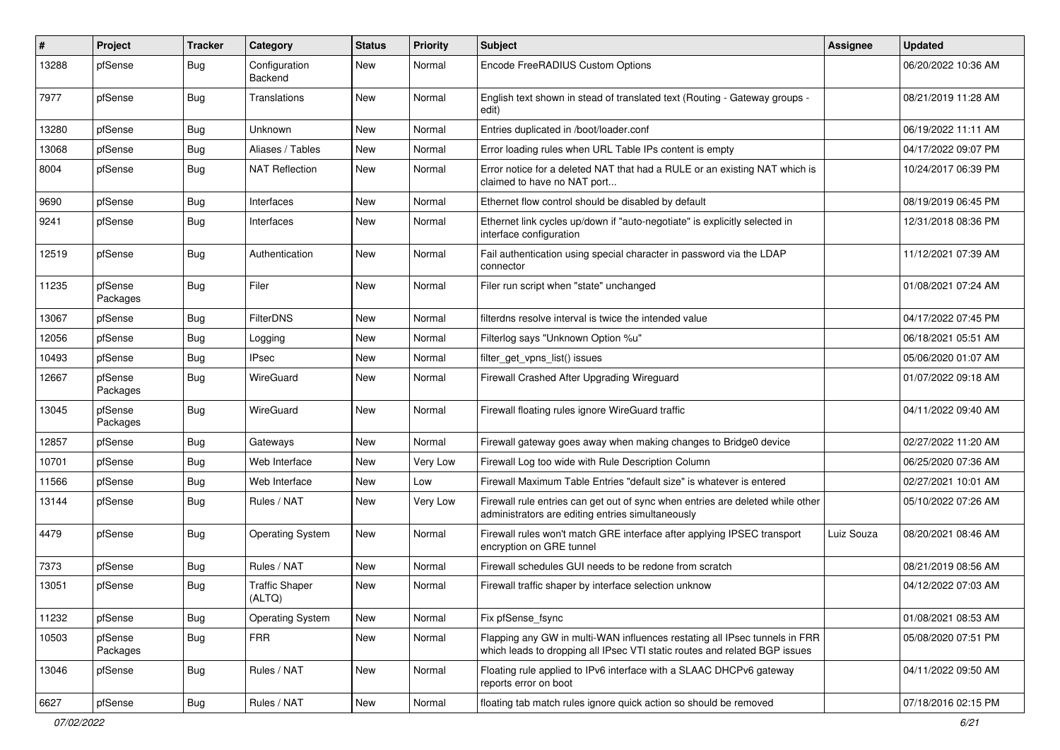| # | Project | Tracker | Category | Status | Priority | Subject | Assignee | Updated |
| --- | --- | --- | --- | --- | --- | --- | --- | --- |
| 13288 | pfSense | Bug | Configuration Backend | New | Normal | Encode FreeRADIUS Custom Options | | 06/20/2022 10:36 AM |
| 7977 | pfSense | Bug | Translations | New | Normal | English text shown in stead of translated text (Routing - Gateway groups - edit) | | 08/21/2019 11:28 AM |
| 13280 | pfSense | Bug | Unknown | New | Normal | Entries duplicated in /boot/loader.conf | | 06/19/2022 11:11 AM |
| 13068 | pfSense | Bug | Aliases / Tables | New | Normal | Error loading rules when URL Table IPs content is empty | | 04/17/2022 09:07 PM |
| 8004 | pfSense | Bug | NAT Reflection | New | Normal | Error notice for a deleted NAT that had a RULE or an existing NAT which is claimed to have no NAT port... | | 10/24/2017 06:39 PM |
| 9690 | pfSense | Bug | Interfaces | New | Normal | Ethernet flow control should be disabled by default | | 08/19/2019 06:45 PM |
| 9241 | pfSense | Bug | Interfaces | New | Normal | Ethernet link cycles up/down if "auto-negotiate" is explicitly selected in interface configuration | | 12/31/2018 08:36 PM |
| 12519 | pfSense | Bug | Authentication | New | Normal | Fail authentication using special character in password via the LDAP connector | | 11/12/2021 07:39 AM |
| 11235 | pfSense Packages | Bug | Filer | New | Normal | Filer run script when "state" unchanged | | 01/08/2021 07:24 AM |
| 13067 | pfSense | Bug | FilterDNS | New | Normal | filterdns resolve interval is twice the intended value | | 04/17/2022 07:45 PM |
| 12056 | pfSense | Bug | Logging | New | Normal | Filterlog says "Unknown Option %u" | | 06/18/2021 05:51 AM |
| 10493 | pfSense | Bug | IPsec | New | Normal | filter_get_vpns_list() issues | | 05/06/2020 01:07 AM |
| 12667 | pfSense Packages | Bug | WireGuard | New | Normal | Firewall Crashed After Upgrading Wireguard | | 01/07/2022 09:18 AM |
| 13045 | pfSense Packages | Bug | WireGuard | New | Normal | Firewall floating rules ignore WireGuard traffic | | 04/11/2022 09:40 AM |
| 12857 | pfSense | Bug | Gateways | New | Normal | Firewall gateway goes away when making changes to Bridge0 device | | 02/27/2022 11:20 AM |
| 10701 | pfSense | Bug | Web Interface | New | Very Low | Firewall Log too wide with Rule Description Column | | 06/25/2020 07:36 AM |
| 11566 | pfSense | Bug | Web Interface | New | Low | Firewall Maximum Table Entries "default size" is whatever is entered | | 02/27/2021 10:01 AM |
| 13144 | pfSense | Bug | Rules / NAT | New | Very Low | Firewall rule entries can get out of sync when entries are deleted while other administrators are editing entries simultaneously | | 05/10/2022 07:26 AM |
| 4479 | pfSense | Bug | Operating System | New | Normal | Firewall rules won't match GRE interface after applying IPSEC transport encryption on GRE tunnel | Luiz Souza | 08/20/2021 08:46 AM |
| 7373 | pfSense | Bug | Rules / NAT | New | Normal | Firewall schedules GUI needs to be redone from scratch | | 08/21/2019 08:56 AM |
| 13051 | pfSense | Bug | Traffic Shaper (ALTQ) | New | Normal | Firewall traffic shaper by interface selection unknow | | 04/12/2022 07:03 AM |
| 11232 | pfSense | Bug | Operating System | New | Normal | Fix pfSense_fsync | | 01/08/2021 08:53 AM |
| 10503 | pfSense Packages | Bug | FRR | New | Normal | Flapping any GW in multi-WAN influences restating all IPsec tunnels in FRR which leads to dropping all IPsec VTI static routes and related BGP issues | | 05/08/2020 07:51 PM |
| 13046 | pfSense | Bug | Rules / NAT | New | Normal | Floating rule applied to IPv6 interface with a SLAAC DHCPv6 gateway reports error on boot | | 04/11/2022 09:50 AM |
| 6627 | pfSense | Bug | Rules / NAT | New | Normal | floating tab match rules ignore quick action so should be removed | | 07/18/2016 02:15 PM |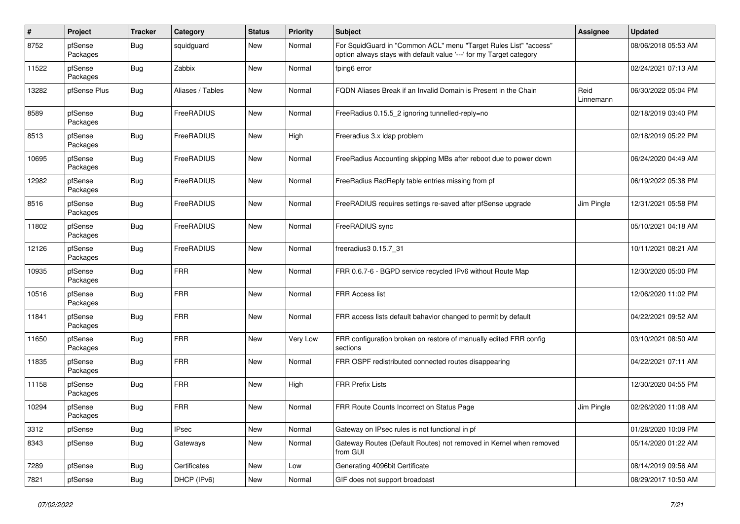| # | Project | Tracker | Category | Status | Priority | Subject | Assignee | Updated |
|---|---|---|---|---|---|---|---|---|
| 8752 | pfSense Packages | Bug | squidguard | New | Normal | For SquidGuard in "Common ACL" menu "Target Rules List" "access" option always stays with default value '---' for my Target category | | 08/06/2018 05:53 AM |
| 11522 | pfSense Packages | Bug | Zabbix | New | Normal | fping6 error | | 02/24/2021 07:13 AM |
| 13282 | pfSense Plus | Bug | Aliases / Tables | New | Normal | FQDN Aliases Break if an Invalid Domain is Present in the Chain | Reid Linnemann | 06/30/2022 05:04 PM |
| 8589 | pfSense Packages | Bug | FreeRADIUS | New | Normal | FreeRadius 0.15.5_2 ignoring tunnelled-reply=no | | 02/18/2019 03:40 PM |
| 8513 | pfSense Packages | Bug | FreeRADIUS | New | High | Freeradius 3.x ldap problem | | 02/18/2019 05:22 PM |
| 10695 | pfSense Packages | Bug | FreeRADIUS | New | Normal | FreeRadius Accounting skipping MBs after reboot due to power down | | 06/24/2020 04:49 AM |
| 12982 | pfSense Packages | Bug | FreeRADIUS | New | Normal | FreeRadius RadReply table entries missing from pf | | 06/19/2022 05:38 PM |
| 8516 | pfSense Packages | Bug | FreeRADIUS | New | Normal | FreeRADIUS requires settings re-saved after pfSense upgrade | Jim Pingle | 12/31/2021 05:58 PM |
| 11802 | pfSense Packages | Bug | FreeRADIUS | New | Normal | FreeRADIUS sync | | 05/10/2021 04:18 AM |
| 12126 | pfSense Packages | Bug | FreeRADIUS | New | Normal | freeradius3 0.15.7_31 | | 10/11/2021 08:21 AM |
| 10935 | pfSense Packages | Bug | FRR | New | Normal | FRR 0.6.7-6 - BGPD service recycled IPv6 without Route Map | | 12/30/2020 05:00 PM |
| 10516 | pfSense Packages | Bug | FRR | New | Normal | FRR Access list | | 12/06/2020 11:02 PM |
| 11841 | pfSense Packages | Bug | FRR | New | Normal | FRR access lists default bahavior changed to permit by default | | 04/22/2021 09:52 AM |
| 11650 | pfSense Packages | Bug | FRR | New | Very Low | FRR configuration broken on restore of manually edited FRR config sections | | 03/10/2021 08:50 AM |
| 11835 | pfSense Packages | Bug | FRR | New | Normal | FRR OSPF redistributed connected routes disappearing | | 04/22/2021 07:11 AM |
| 11158 | pfSense Packages | Bug | FRR | New | High | FRR Prefix Lists | | 12/30/2020 04:55 PM |
| 10294 | pfSense Packages | Bug | FRR | New | Normal | FRR Route Counts Incorrect on Status Page | Jim Pingle | 02/26/2020 11:08 AM |
| 3312 | pfSense | Bug | IPsec | New | Normal | Gateway on IPsec rules is not functional in pf | | 01/28/2020 10:09 PM |
| 8343 | pfSense | Bug | Gateways | New | Normal | Gateway Routes (Default Routes) not removed in Kernel when removed from GUI | | 05/14/2020 01:22 AM |
| 7289 | pfSense | Bug | Certificates | New | Low | Generating 4096bit Certificate | | 08/14/2019 09:56 AM |
| 7821 | pfSense | Bug | DHCP (IPv6) | New | Normal | GIF does not support broadcast | | 08/29/2017 10:50 AM |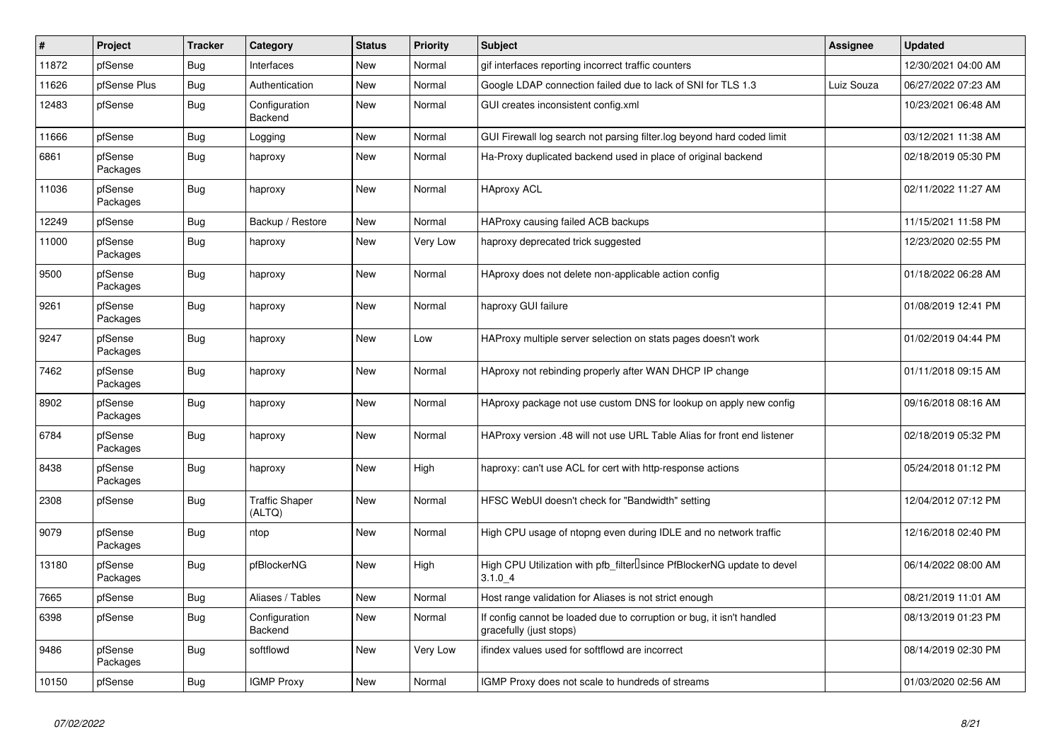| # | Project | Tracker | Category | Status | Priority | Subject | Assignee | Updated |
|---|---|---|---|---|---|---|---|---|
| 11872 | pfSense | Bug | Interfaces | New | Normal | gif interfaces reporting incorrect traffic counters | | 12/30/2021 04:00 AM |
| 11626 | pfSense Plus | Bug | Authentication | New | Normal | Google LDAP connection failed due to lack of SNI for TLS 1.3 | Luiz Souza | 06/27/2022 07:23 AM |
| 12483 | pfSense | Bug | Configuration Backend | New | Normal | GUI creates inconsistent config.xml | | 10/23/2021 06:48 AM |
| 11666 | pfSense | Bug | Logging | New | Normal | GUI Firewall log search not parsing filter.log beyond hard coded limit | | 03/12/2021 11:38 AM |
| 6861 | pfSense Packages | Bug | haproxy | New | Normal | Ha-Proxy duplicated backend used in place of original backend | | 02/18/2019 05:30 PM |
| 11036 | pfSense Packages | Bug | haproxy | New | Normal | HAproxy ACL | | 02/11/2022 11:27 AM |
| 12249 | pfSense | Bug | Backup / Restore | New | Normal | HAProxy causing failed ACB backups | | 11/15/2021 11:58 PM |
| 11000 | pfSense Packages | Bug | haproxy | New | Very Low | haproxy deprecated trick suggested | | 12/23/2020 02:55 PM |
| 9500 | pfSense Packages | Bug | haproxy | New | Normal | HAproxy does not delete non-applicable action config | | 01/18/2022 06:28 AM |
| 9261 | pfSense Packages | Bug | haproxy | New | Normal | haproxy GUI failure | | 01/08/2019 12:41 PM |
| 9247 | pfSense Packages | Bug | haproxy | New | Low | HAProxy multiple server selection on stats pages doesn't work | | 01/02/2019 04:44 PM |
| 7462 | pfSense Packages | Bug | haproxy | New | Normal | HAproxy not rebinding properly after WAN DHCP IP change | | 01/11/2018 09:15 AM |
| 8902 | pfSense Packages | Bug | haproxy | New | Normal | HAproxy package not use custom DNS for lookup on apply new config | | 09/16/2018 08:16 AM |
| 6784 | pfSense Packages | Bug | haproxy | New | Normal | HAProxy version .48 will not use URL Table Alias for front end listener | | 02/18/2019 05:32 PM |
| 8438 | pfSense Packages | Bug | haproxy | New | High | haproxy: can't use ACL for cert with http-response actions | | 05/24/2018 01:12 PM |
| 2308 | pfSense | Bug | Traffic Shaper (ALTQ) | New | Normal | HFSC WebUI doesn't check for "Bandwidth" setting | | 12/04/2012 07:12 PM |
| 9079 | pfSense Packages | Bug | ntop | New | Normal | High CPU usage of ntopng even during IDLE and no network traffic | | 12/16/2018 02:40 PM |
| 13180 | pfSense Packages | Bug | pfBlockerNG | New | High | High CPU Utilization with pfb_filter since PfBlockerNG update to devel 3.1.0_4 | | 06/14/2022 08:00 AM |
| 7665 | pfSense | Bug | Aliases / Tables | New | Normal | Host range validation for Aliases is not strict enough | | 08/21/2019 11:01 AM |
| 6398 | pfSense | Bug | Configuration Backend | New | Normal | If config cannot be loaded due to corruption or bug, it isn't handled gracefully (just stops) | | 08/13/2019 01:23 PM |
| 9486 | pfSense Packages | Bug | softflowd | New | Very Low | ifindex values used for softflowd are incorrect | | 08/14/2019 02:30 PM |
| 10150 | pfSense | Bug | IGMP Proxy | New | Normal | IGMP Proxy does not scale to hundreds of streams | | 01/03/2020 02:56 AM |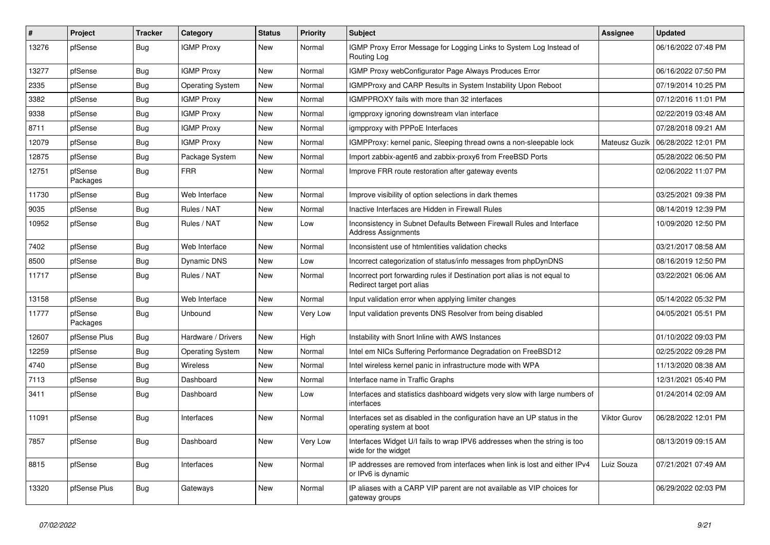| # | Project | Tracker | Category | Status | Priority | Subject | Assignee | Updated |
|---|---|---|---|---|---|---|---|---|
| 13276 | pfSense | Bug | IGMP Proxy | New | Normal | IGMP Proxy Error Message for Logging Links to System Log Instead of Routing Log | | 06/16/2022 07:48 PM |
| 13277 | pfSense | Bug | IGMP Proxy | New | Normal | IGMP Proxy webConfigurator Page Always Produces Error | | 06/16/2022 07:50 PM |
| 2335 | pfSense | Bug | Operating System | New | Normal | IGMPProxy and CARP Results in System Instability Upon Reboot | | 07/19/2014 10:25 PM |
| 3382 | pfSense | Bug | IGMP Proxy | New | Normal | IGMPPROXY fails with more than 32 interfaces | | 07/12/2016 11:01 PM |
| 9338 | pfSense | Bug | IGMP Proxy | New | Normal | igmpproxy ignoring downstream vlan interface | | 02/22/2019 03:48 AM |
| 8711 | pfSense | Bug | IGMP Proxy | New | Normal | igmpproxy with PPPoE Interfaces | | 07/28/2018 09:21 AM |
| 12079 | pfSense | Bug | IGMP Proxy | New | Normal | IGMPProxy: kernel panic, Sleeping thread owns a non-sleepable lock | Mateusz Guzik | 06/28/2022 12:01 PM |
| 12875 | pfSense | Bug | Package System | New | Normal | Import zabbix-agent6 and zabbix-proxy6 from FreeBSD Ports | | 05/28/2022 06:50 PM |
| 12751 | pfSense Packages | Bug | FRR | New | Normal | Improve FRR route restoration after gateway events | | 02/06/2022 11:07 PM |
| 11730 | pfSense | Bug | Web Interface | New | Normal | Improve visibility of option selections in dark themes | | 03/25/2021 09:38 PM |
| 9035 | pfSense | Bug | Rules / NAT | New | Normal | Inactive Interfaces are Hidden in Firewall Rules | | 08/14/2019 12:39 PM |
| 10952 | pfSense | Bug | Rules / NAT | New | Low | Inconsistency in Subnet Defaults Between Firewall Rules and Interface Address Assignments | | 10/09/2020 12:50 PM |
| 7402 | pfSense | Bug | Web Interface | New | Normal | Inconsistent use of htmlentities validation checks | | 03/21/2017 08:58 AM |
| 8500 | pfSense | Bug | Dynamic DNS | New | Low | Incorrect categorization of status/info messages from phpDynDNS | | 08/16/2019 12:50 PM |
| 11717 | pfSense | Bug | Rules / NAT | New | Normal | Incorrect port forwarding rules if Destination port alias is not equal to Redirect target port alias | | 03/22/2021 06:06 AM |
| 13158 | pfSense | Bug | Web Interface | New | Normal | Input validation error when applying limiter changes | | 05/14/2022 05:32 PM |
| 11777 | pfSense Packages | Bug | Unbound | New | Very Low | Input validation prevents DNS Resolver from being disabled | | 04/05/2021 05:51 PM |
| 12607 | pfSense Plus | Bug | Hardware / Drivers | New | High | Instability with Snort Inline with AWS Instances | | 01/10/2022 09:03 PM |
| 12259 | pfSense | Bug | Operating System | New | Normal | Intel em NICs Suffering Performance Degradation on FreeBSD12 | | 02/25/2022 09:28 PM |
| 4740 | pfSense | Bug | Wireless | New | Normal | Intel wireless kernel panic in infrastructure mode with WPA | | 11/13/2020 08:38 AM |
| 7113 | pfSense | Bug | Dashboard | New | Normal | Interface name in Traffic Graphs | | 12/31/2021 05:40 PM |
| 3411 | pfSense | Bug | Dashboard | New | Low | Interfaces and statistics dashboard widgets very slow with large numbers of interfaces | | 01/24/2014 02:09 AM |
| 11091 | pfSense | Bug | Interfaces | New | Normal | Interfaces set as disabled in the configuration have an UP status in the operating system at boot | Viktor Gurov | 06/28/2022 12:01 PM |
| 7857 | pfSense | Bug | Dashboard | New | Very Low | Interfaces Widget U/I fails to wrap IPV6 addresses when the string is too wide for the widget | | 08/13/2019 09:15 AM |
| 8815 | pfSense | Bug | Interfaces | New | Normal | IP addresses are removed from interfaces when link is lost and either IPv4 or IPv6 is dynamic | Luiz Souza | 07/21/2021 07:49 AM |
| 13320 | pfSense Plus | Bug | Gateways | New | Normal | IP aliases with a CARP VIP parent are not available as VIP choices for gateway groups | | 06/29/2022 02:03 PM |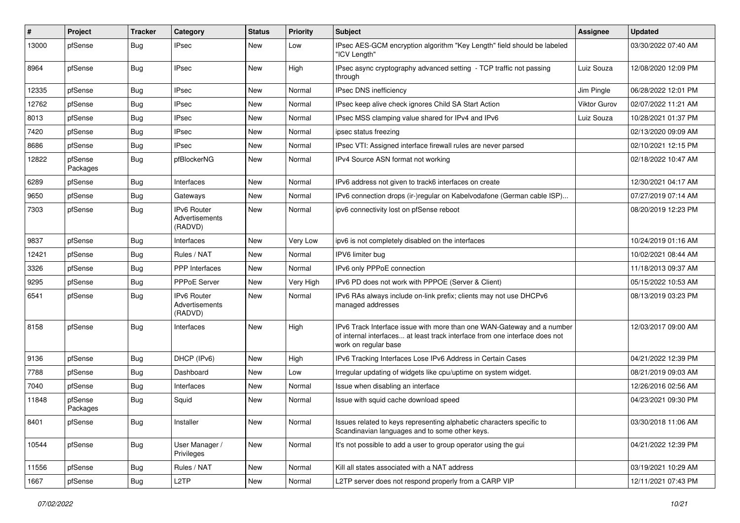| # | Project | Tracker | Category | Status | Priority | Subject | Assignee | Updated |
|---|---|---|---|---|---|---|---|---|
| 13000 | pfSense | Bug | IPsec | New | Low | IPsec AES-GCM encryption algorithm "Key Length" field should be labeled "ICV Length" | | 03/30/2022 07:40 AM |
| 8964 | pfSense | Bug | IPsec | New | High | IPsec async cryptography advanced setting - TCP traffic not passing through | Luiz Souza | 12/08/2020 12:09 PM |
| 12335 | pfSense | Bug | IPsec | New | Normal | IPsec DNS inefficiency | Jim Pingle | 06/28/2022 12:01 PM |
| 12762 | pfSense | Bug | IPsec | New | Normal | IPsec keep alive check ignores Child SA Start Action | Viktor Gurov | 02/07/2022 11:21 AM |
| 8013 | pfSense | Bug | IPsec | New | Normal | IPsec MSS clamping value shared for IPv4 and IPv6 | Luiz Souza | 10/28/2021 01:37 PM |
| 7420 | pfSense | Bug | IPsec | New | Normal | ipsec status freezing | | 02/13/2020 09:09 AM |
| 8686 | pfSense | Bug | IPsec | New | Normal | IPsec VTI: Assigned interface firewall rules are never parsed | | 02/10/2021 12:15 PM |
| 12822 | pfSense Packages | Bug | pfBlockerNG | New | Normal | IPv4 Source ASN format not working | | 02/18/2022 10:47 AM |
| 6289 | pfSense | Bug | Interfaces | New | Normal | IPv6 address not given to track6 interfaces on create | | 12/30/2021 04:17 AM |
| 9650 | pfSense | Bug | Gateways | New | Normal | IPv6 connection drops (ir-)regular on Kabelvodafone (German cable ISP)... | | 07/27/2019 07:14 AM |
| 7303 | pfSense | Bug | IPv6 Router Advertisements (RADVD) | New | Normal | ipv6 connectivity lost on pfSense reboot | | 08/20/2019 12:23 PM |
| 9837 | pfSense | Bug | Interfaces | New | Very Low | ipv6 is not completely disabled on the interfaces | | 10/24/2019 01:16 AM |
| 12421 | pfSense | Bug | Rules / NAT | New | Normal | IPV6 limiter bug | | 10/02/2021 08:44 AM |
| 3326 | pfSense | Bug | PPP Interfaces | New | Normal | IPv6 only PPPoE connection | | 11/18/2013 09:37 AM |
| 9295 | pfSense | Bug | PPPoE Server | New | Very High | IPv6 PD does not work with PPPOE (Server & Client) | | 05/15/2022 10:53 AM |
| 6541 | pfSense | Bug | IPv6 Router Advertisements (RADVD) | New | Normal | IPv6 RAs always include on-link prefix; clients may not use DHCPv6 managed addresses | | 08/13/2019 03:23 PM |
| 8158 | pfSense | Bug | Interfaces | New | High | IPv6 Track Interface issue with more than one WAN-Gateway and a number of internal interfaces... at least track interface from one interface does not work on regular base | | 12/03/2017 09:00 AM |
| 9136 | pfSense | Bug | DHCP (IPv6) | New | High | IPv6 Tracking Interfaces Lose IPv6 Address in Certain Cases | | 04/21/2022 12:39 PM |
| 7788 | pfSense | Bug | Dashboard | New | Low | Irregular updating of widgets like cpu/uptime on system widget. | | 08/21/2019 09:03 AM |
| 7040 | pfSense | Bug | Interfaces | New | Normal | Issue when disabling an interface | | 12/26/2016 02:56 AM |
| 11848 | pfSense Packages | Bug | Squid | New | Normal | Issue with squid cache download speed | | 04/23/2021 09:30 PM |
| 8401 | pfSense | Bug | Installer | New | Normal | Issues related to keys representing alphabetic characters specific to Scandinavian languages and to some other keys. | | 03/30/2018 11:06 AM |
| 10544 | pfSense | Bug | User Manager / Privileges | New | Normal | It's not possible to add a user to group operator using the gui | | 04/21/2022 12:39 PM |
| 11556 | pfSense | Bug | Rules / NAT | New | Normal | Kill all states associated with a NAT address | | 03/19/2021 10:29 AM |
| 1667 | pfSense | Bug | L2TP | New | Normal | L2TP server does not respond properly from a CARP VIP | | 12/11/2021 07:43 PM |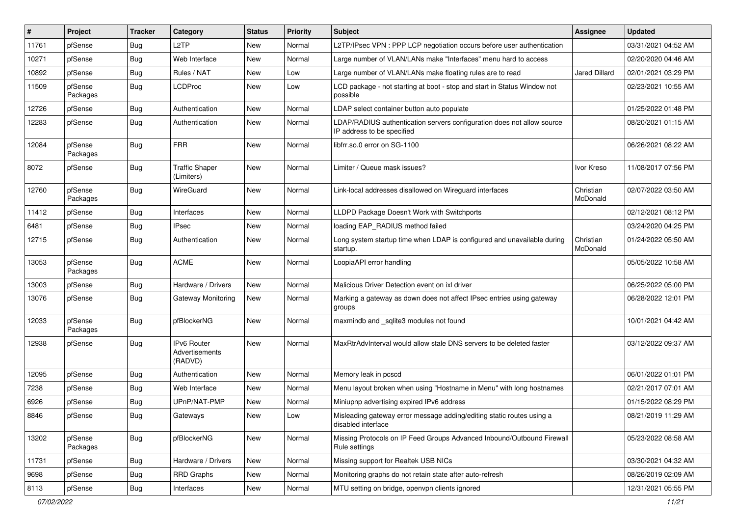| # | Project | Tracker | Category | Status | Priority | Subject | Assignee | Updated |
|---|---|---|---|---|---|---|---|---|
| 11761 | pfSense | Bug | L2TP | New | Normal | L2TP/IPsec VPN : PPP LCP negotiation occurs before user authentication | | 03/31/2021 04:52 AM |
| 10271 | pfSense | Bug | Web Interface | New | Normal | Large number of VLAN/LANs make "Interfaces" menu hard to access | | 02/20/2020 04:46 AM |
| 10892 | pfSense | Bug | Rules / NAT | New | Low | Large number of VLAN/LANs make floating rules are to read | Jared Dillard | 02/01/2021 03:29 PM |
| 11509 | pfSense Packages | Bug | LCDProc | New | Low | LCD package - not starting at boot - stop and start in Status Window not possible | | 02/23/2021 10:55 AM |
| 12726 | pfSense | Bug | Authentication | New | Normal | LDAP select container button auto populate | | 01/25/2022 01:48 PM |
| 12283 | pfSense | Bug | Authentication | New | Normal | LDAP/RADIUS authentication servers configuration does not allow source IP address to be specified | | 08/20/2021 01:15 AM |
| 12084 | pfSense Packages | Bug | FRR | New | Normal | libfrr.so.0 error on SG-1100 | | 06/26/2021 08:22 AM |
| 8072 | pfSense | Bug | Traffic Shaper (Limiters) | New | Normal | Limiter / Queue mask issues? | Ivor Kreso | 11/08/2017 07:56 PM |
| 12760 | pfSense Packages | Bug | WireGuard | New | Normal | Link-local addresses disallowed on Wireguard interfaces | Christian McDonald | 02/07/2022 03:50 AM |
| 11412 | pfSense | Bug | Interfaces | New | Normal | LLDPD Package Doesn't Work with Switchports | | 02/12/2021 08:12 PM |
| 6481 | pfSense | Bug | IPsec | New | Normal | loading EAP_RADIUS method failed | | 03/24/2020 04:25 PM |
| 12715 | pfSense | Bug | Authentication | New | Normal | Long system startup time when LDAP is configured and unavailable during startup. | Christian McDonald | 01/24/2022 05:50 AM |
| 13053 | pfSense Packages | Bug | ACME | New | Normal | LoopiaAPI error handling | | 05/05/2022 10:58 AM |
| 13003 | pfSense | Bug | Hardware / Drivers | New | Normal | Malicious Driver Detection event on ixl driver | | 06/25/2022 05:00 PM |
| 13076 | pfSense | Bug | Gateway Monitoring | New | Normal | Marking a gateway as down does not affect IPsec entries using gateway groups | | 06/28/2022 12:01 PM |
| 12033 | pfSense Packages | Bug | pfBlockerNG | New | Normal | maxmindb and _sqlite3 modules not found | | 10/01/2021 04:42 AM |
| 12938 | pfSense | Bug | IPv6 Router Advertisements (RADVD) | New | Normal | MaxRtrAdvInterval would allow stale DNS servers to be deleted faster | | 03/12/2022 09:37 AM |
| 12095 | pfSense | Bug | Authentication | New | Normal | Memory leak in pcscd | | 06/01/2022 01:01 PM |
| 7238 | pfSense | Bug | Web Interface | New | Normal | Menu layout broken when using "Hostname in Menu" with long hostnames | | 02/21/2017 07:01 AM |
| 6926 | pfSense | Bug | UPnP/NAT-PMP | New | Normal | Miniupnp advertising expired IPv6 address | | 01/15/2022 08:29 PM |
| 8846 | pfSense | Bug | Gateways | New | Low | Misleading gateway error message adding/editing static routes using a disabled interface | | 08/21/2019 11:29 AM |
| 13202 | pfSense Packages | Bug | pfBlockerNG | New | Normal | Missing Protocols on IP Feed Groups Advanced Inbound/Outbound Firewall Rule settings | | 05/23/2022 08:58 AM |
| 11731 | pfSense | Bug | Hardware / Drivers | New | Normal | Missing support for Realtek USB NICs | | 03/30/2021 04:32 AM |
| 9698 | pfSense | Bug | RRD Graphs | New | Normal | Monitoring graphs do not retain state after auto-refresh | | 08/26/2019 02:09 AM |
| 8113 | pfSense | Bug | Interfaces | New | Normal | MTU setting on bridge, openvpn clients ignored | | 12/31/2021 05:55 PM |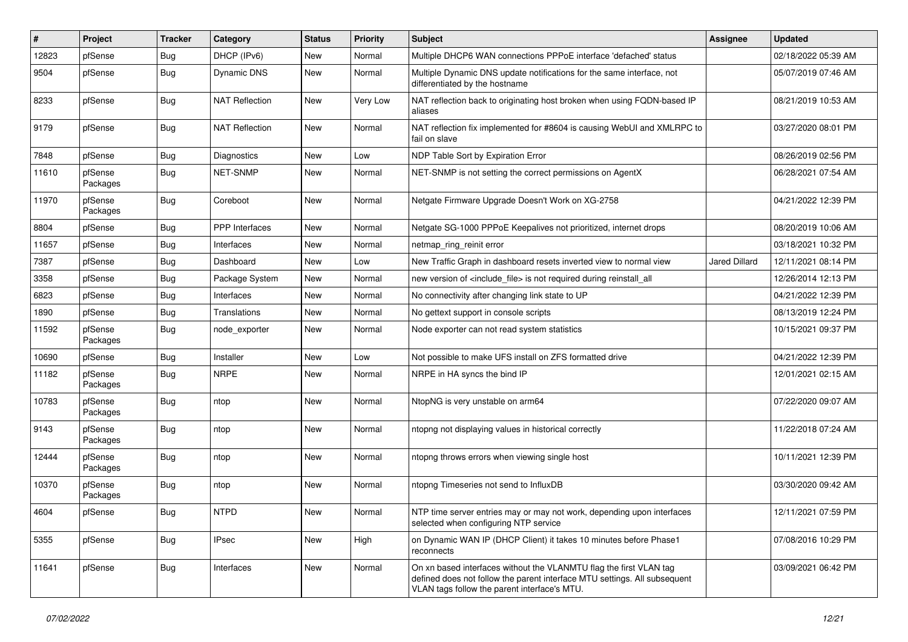| # | Project | Tracker | Category | Status | Priority | Subject | Assignee | Updated |
|---|---|---|---|---|---|---|---|---|
| 12823 | pfSense | Bug | DHCP (IPv6) | New | Normal | Multiple DHCP6 WAN connections PPPoE interface 'defached' status | | 02/18/2022 05:39 AM |
| 9504 | pfSense | Bug | Dynamic DNS | New | Normal | Multiple Dynamic DNS update notifications for the same interface, not differentiated by the hostname | | 05/07/2019 07:46 AM |
| 8233 | pfSense | Bug | NAT Reflection | New | Very Low | NAT reflection back to originating host broken when using FQDN-based IP aliases | | 08/21/2019 10:53 AM |
| 9179 | pfSense | Bug | NAT Reflection | New | Normal | NAT reflection fix implemented for #8604 is causing WebUI and XMLRPC to fail on slave | | 03/27/2020 08:01 PM |
| 7848 | pfSense | Bug | Diagnostics | New | Low | NDP Table Sort by Expiration Error | | 08/26/2019 02:56 PM |
| 11610 | pfSense Packages | Bug | NET-SNMP | New | Normal | NET-SNMP is not setting the correct permissions on AgentX | | 06/28/2021 07:54 AM |
| 11970 | pfSense Packages | Bug | Coreboot | New | Normal | Netgate Firmware Upgrade Doesn't Work on XG-2758 | | 04/21/2022 12:39 PM |
| 8804 | pfSense | Bug | PPP Interfaces | New | Normal | Netgate SG-1000 PPPoE Keepalives not prioritized, internet drops | | 08/20/2019 10:06 AM |
| 11657 | pfSense | Bug | Interfaces | New | Normal | netmap_ring_reinit error | | 03/18/2021 10:32 PM |
| 7387 | pfSense | Bug | Dashboard | New | Low | New Traffic Graph in dashboard resets inverted view to normal view | Jared Dillard | 12/11/2021 08:14 PM |
| 3358 | pfSense | Bug | Package System | New | Normal | new version of <include_file> is not required during reinstall_all | | 12/26/2014 12:13 PM |
| 6823 | pfSense | Bug | Interfaces | New | Normal | No connectivity after changing link state to UP | | 04/21/2022 12:39 PM |
| 1890 | pfSense | Bug | Translations | New | Normal | No gettext support in console scripts | | 08/13/2019 12:24 PM |
| 11592 | pfSense Packages | Bug | node_exporter | New | Normal | Node exporter can not read system statistics | | 10/15/2021 09:37 PM |
| 10690 | pfSense | Bug | Installer | New | Low | Not possible to make UFS install on ZFS formatted drive | | 04/21/2022 12:39 PM |
| 11182 | pfSense Packages | Bug | NRPE | New | Normal | NRPE in HA syncs the bind IP | | 12/01/2021 02:15 AM |
| 10783 | pfSense Packages | Bug | ntop | New | Normal | NtopNG is very unstable on arm64 | | 07/22/2020 09:07 AM |
| 9143 | pfSense Packages | Bug | ntop | New | Normal | ntopng not displaying values in historical correctly | | 11/22/2018 07:24 AM |
| 12444 | pfSense Packages | Bug | ntop | New | Normal | ntopng throws errors when viewing single host | | 10/11/2021 12:39 PM |
| 10370 | pfSense Packages | Bug | ntop | New | Normal | ntopng Timeseries not send to InfluxDB | | 03/30/2020 09:42 AM |
| 4604 | pfSense | Bug | NTPD | New | Normal | NTP time server entries may or may not work, depending upon interfaces selected when configuring NTP service | | 12/11/2021 07:59 PM |
| 5355 | pfSense | Bug | IPsec | New | High | on Dynamic WAN IP (DHCP Client) it takes 10 minutes before Phase1 reconnects | | 07/08/2016 10:29 PM |
| 11641 | pfSense | Bug | Interfaces | New | Normal | On xn based interfaces without the VLANMTU flag the first VLAN tag defined does not follow the parent interface MTU settings. All subsequent VLAN tags follow the parent interface's MTU. | | 03/09/2021 06:42 PM |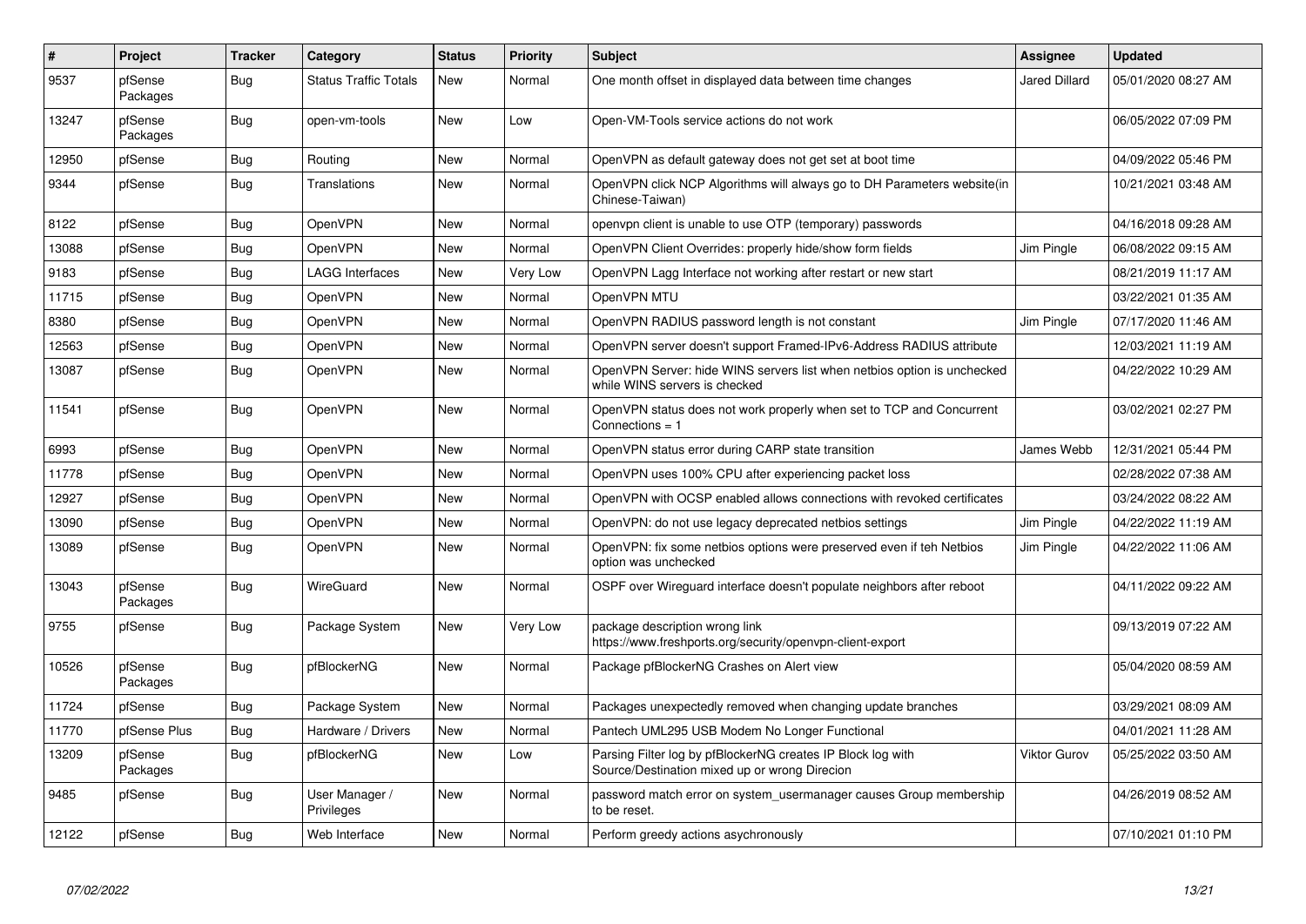| # | Project | Tracker | Category | Status | Priority | Subject | Assignee | Updated |
|---|---|---|---|---|---|---|---|---|
| 9537 | pfSense Packages | Bug | Status Traffic Totals | New | Normal | One month offset in displayed data between time changes | Jared Dillard | 05/01/2020 08:27 AM |
| 13247 | pfSense Packages | Bug | open-vm-tools | New | Low | Open-VM-Tools service actions do not work | | 06/05/2022 07:09 PM |
| 12950 | pfSense | Bug | Routing | New | Normal | OpenVPN as default gateway does not get set at boot time | | 04/09/2022 05:46 PM |
| 9344 | pfSense | Bug | Translations | New | Normal | OpenVPN click NCP Algorithms will always go to DH Parameters website(in Chinese-Taiwan) | | 10/21/2021 03:48 AM |
| 8122 | pfSense | Bug | OpenVPN | New | Normal | openvpn client is unable to use OTP (temporary) passwords | | 04/16/2018 09:28 AM |
| 13088 | pfSense | Bug | OpenVPN | New | Normal | OpenVPN Client Overrides: properly hide/show form fields | Jim Pingle | 06/08/2022 09:15 AM |
| 9183 | pfSense | Bug | LAGG Interfaces | New | Very Low | OpenVPN Lagg Interface not working after restart or new start | | 08/21/2019 11:17 AM |
| 11715 | pfSense | Bug | OpenVPN | New | Normal | OpenVPN MTU | | 03/22/2021 01:35 AM |
| 8380 | pfSense | Bug | OpenVPN | New | Normal | OpenVPN RADIUS password length is not constant | Jim Pingle | 07/17/2020 11:46 AM |
| 12563 | pfSense | Bug | OpenVPN | New | Normal | OpenVPN server doesn't support Framed-IPv6-Address RADIUS attribute | | 12/03/2021 11:19 AM |
| 13087 | pfSense | Bug | OpenVPN | New | Normal | OpenVPN Server: hide WINS servers list when netbios option is unchecked while WINS servers is checked | | 04/22/2022 10:29 AM |
| 11541 | pfSense | Bug | OpenVPN | New | Normal | OpenVPN status does not work properly when set to TCP and Concurrent Connections = 1 | | 03/02/2021 02:27 PM |
| 6993 | pfSense | Bug | OpenVPN | New | Normal | OpenVPN status error during CARP state transition | James Webb | 12/31/2021 05:44 PM |
| 11778 | pfSense | Bug | OpenVPN | New | Normal | OpenVPN uses 100% CPU after experiencing packet loss | | 02/28/2022 07:38 AM |
| 12927 | pfSense | Bug | OpenVPN | New | Normal | OpenVPN with OCSP enabled allows connections with revoked certificates | | 03/24/2022 08:22 AM |
| 13090 | pfSense | Bug | OpenVPN | New | Normal | OpenVPN: do not use legacy deprecated netbios settings | Jim Pingle | 04/22/2022 11:19 AM |
| 13089 | pfSense | Bug | OpenVPN | New | Normal | OpenVPN: fix some netbios options were preserved even if teh Netbios option was unchecked | Jim Pingle | 04/22/2022 11:06 AM |
| 13043 | pfSense Packages | Bug | WireGuard | New | Normal | OSPF over Wireguard interface doesn't populate neighbors after reboot | | 04/11/2022 09:22 AM |
| 9755 | pfSense | Bug | Package System | New | Very Low | package description wrong link https://www.freshports.org/security/openvpn-client-export | | 09/13/2019 07:22 AM |
| 10526 | pfSense Packages | Bug | pfBlockerNG | New | Normal | Package pfBlockerNG Crashes on Alert view | | 05/04/2020 08:59 AM |
| 11724 | pfSense | Bug | Package System | New | Normal | Packages unexpectedly removed when changing update branches | | 03/29/2021 08:09 AM |
| 11770 | pfSense Plus | Bug | Hardware / Drivers | New | Normal | Pantech UML295 USB Modem No Longer Functional | | 04/01/2021 11:28 AM |
| 13209 | pfSense Packages | Bug | pfBlockerNG | New | Low | Parsing Filter log by pfBlockerNG creates IP Block log with Source/Destination mixed up or wrong Direcion | Viktor Gurov | 05/25/2022 03:50 AM |
| 9485 | pfSense | Bug | User Manager / Privileges | New | Normal | password match error on system_usermanager causes Group membership to be reset. | | 04/26/2019 08:52 AM |
| 12122 | pfSense | Bug | Web Interface | New | Normal | Perform greedy actions asychronously | | 07/10/2021 01:10 PM |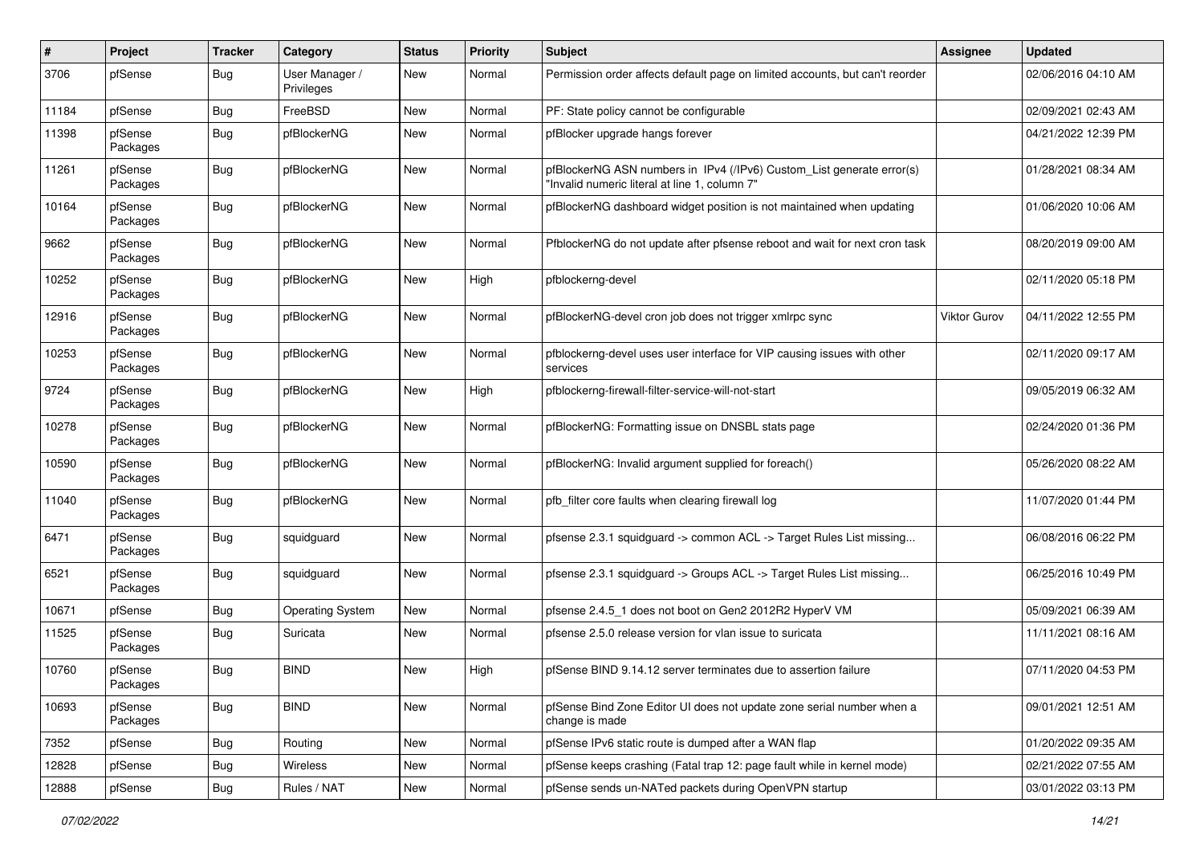| # | Project | Tracker | Category | Status | Priority | Subject | Assignee | Updated |
|---|---|---|---|---|---|---|---|---|
| 3706 | pfSense | Bug | User Manager / Privileges | New | Normal | Permission order affects default page on limited accounts, but can't reorder | | 02/06/2016 04:10 AM |
| 11184 | pfSense | Bug | FreeBSD | New | Normal | PF: State policy cannot be configurable | | 02/09/2021 02:43 AM |
| 11398 | pfSense Packages | Bug | pfBlockerNG | New | Normal | pfBlocker upgrade hangs forever | | 04/21/2022 12:39 PM |
| 11261 | pfSense Packages | Bug | pfBlockerNG | New | Normal | pfBlockerNG ASN numbers in IPv4 (/IPv6) Custom_List generate error(s) "Invalid numeric literal at line 1, column 7" | | 01/28/2021 08:34 AM |
| 10164 | pfSense Packages | Bug | pfBlockerNG | New | Normal | pfBlockerNG dashboard widget position is not maintained when updating | | 01/06/2020 10:06 AM |
| 9662 | pfSense Packages | Bug | pfBlockerNG | New | Normal | PfblockerNG do not update after pfsense reboot and wait for next cron task | | 08/20/2019 09:00 AM |
| 10252 | pfSense Packages | Bug | pfBlockerNG | New | High | pfblockerng-devel | | 02/11/2020 05:18 PM |
| 12916 | pfSense Packages | Bug | pfBlockerNG | New | Normal | pfBlockerNG-devel cron job does not trigger xmlrpc sync | Viktor Gurov | 04/11/2022 12:55 PM |
| 10253 | pfSense Packages | Bug | pfBlockerNG | New | Normal | pfblockerng-devel uses user interface for VIP causing issues with other services | | 02/11/2020 09:17 AM |
| 9724 | pfSense Packages | Bug | pfBlockerNG | New | High | pfblockerng-firewall-filter-service-will-not-start | | 09/05/2019 06:32 AM |
| 10278 | pfSense Packages | Bug | pfBlockerNG | New | Normal | pfBlockerNG: Formatting issue on DNSBL stats page | | 02/24/2020 01:36 PM |
| 10590 | pfSense Packages | Bug | pfBlockerNG | New | Normal | pfBlockerNG: Invalid argument supplied for foreach() | | 05/26/2020 08:22 AM |
| 11040 | pfSense Packages | Bug | pfBlockerNG | New | Normal | pfb_filter core faults when clearing firewall log | | 11/07/2020 01:44 PM |
| 6471 | pfSense Packages | Bug | squidguard | New | Normal | pfsense 2.3.1 squidguard -> common ACL -> Target Rules List missing... | | 06/08/2016 06:22 PM |
| 6521 | pfSense Packages | Bug | squidguard | New | Normal | pfsense 2.3.1 squidguard -> Groups ACL -> Target Rules List missing... | | 06/25/2016 10:49 PM |
| 10671 | pfSense | Bug | Operating System | New | Normal | pfsense 2.4.5_1 does not boot on Gen2 2012R2 HyperV VM | | 05/09/2021 06:39 AM |
| 11525 | pfSense Packages | Bug | Suricata | New | Normal | pfsense 2.5.0 release version for vlan issue to suricata | | 11/11/2021 08:16 AM |
| 10760 | pfSense Packages | Bug | BIND | New | High | pfSense BIND 9.14.12 server terminates due to assertion failure | | 07/11/2020 04:53 PM |
| 10693 | pfSense Packages | Bug | BIND | New | Normal | pfSense Bind Zone Editor UI does not update zone serial number when a change is made | | 09/01/2021 12:51 AM |
| 7352 | pfSense | Bug | Routing | New | Normal | pfSense IPv6 static route is dumped after a WAN flap | | 01/20/2022 09:35 AM |
| 12828 | pfSense | Bug | Wireless | New | Normal | pfSense keeps crashing (Fatal trap 12: page fault while in kernel mode) | | 02/21/2022 07:55 AM |
| 12888 | pfSense | Bug | Rules / NAT | New | Normal | pfSense sends un-NATed packets during OpenVPN startup | | 03/01/2022 03:13 PM |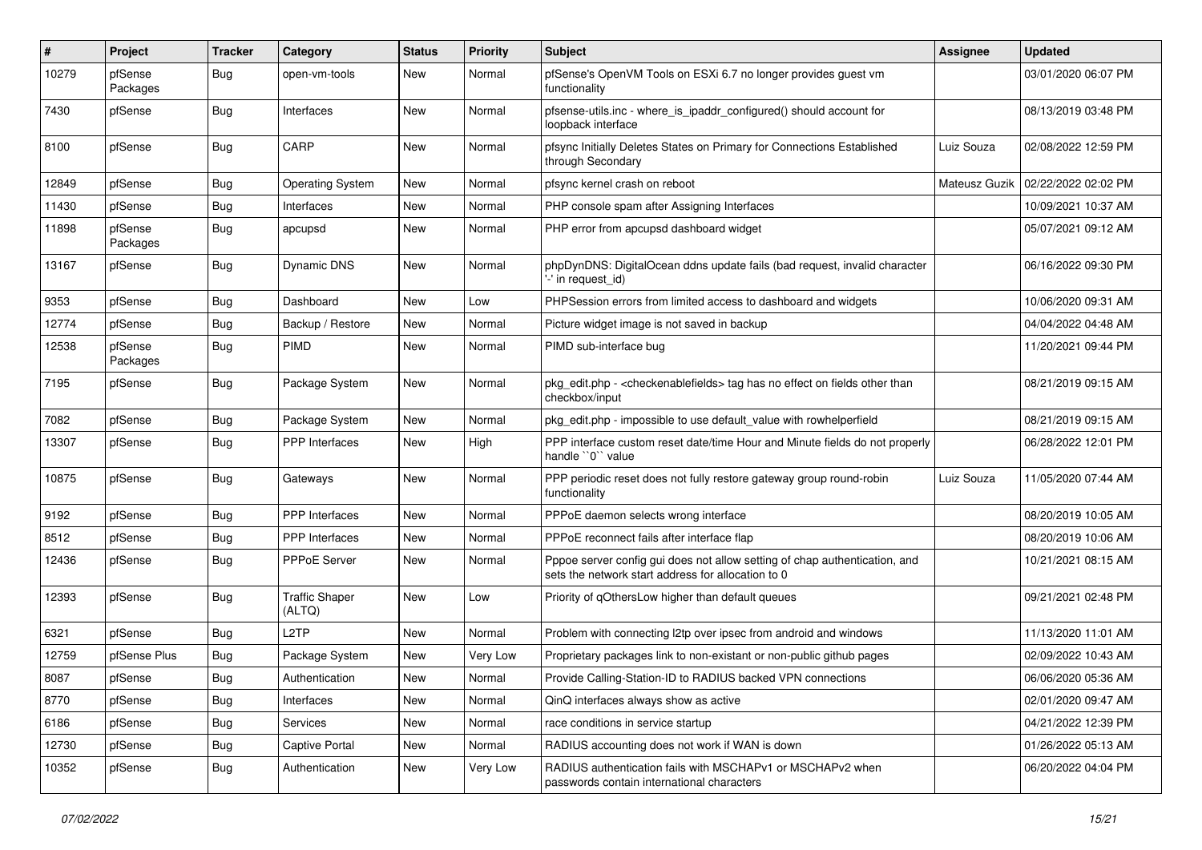| # | Project | Tracker | Category | Status | Priority | Subject | Assignee | Updated |
|---|---|---|---|---|---|---|---|---|
| 10279 | pfSense Packages | Bug | open-vm-tools | New | Normal | pfSense's OpenVM Tools on ESXi 6.7 no longer provides guest vm functionality | | 03/01/2020 06:07 PM |
| 7430 | pfSense | Bug | Interfaces | New | Normal | pfsense-utils.inc - where_is_ipaddr_configured() should account for loopback interface | | 08/13/2019 03:48 PM |
| 8100 | pfSense | Bug | CARP | New | Normal | pfsync Initially Deletes States on Primary for Connections Established through Secondary | Luiz Souza | 02/08/2022 12:59 PM |
| 12849 | pfSense | Bug | Operating System | New | Normal | pfsync kernel crash on reboot | Mateusz Guzik | 02/22/2022 02:02 PM |
| 11430 | pfSense | Bug | Interfaces | New | Normal | PHP console spam after Assigning Interfaces | | 10/09/2021 10:37 AM |
| 11898 | pfSense Packages | Bug | apcupsd | New | Normal | PHP error from apcupsd dashboard widget | | 05/07/2021 09:12 AM |
| 13167 | pfSense | Bug | Dynamic DNS | New | Normal | phpDynDNS: DigitalOcean ddns update fails (bad request, invalid character '-' in request_id) | | 06/16/2022 09:30 PM |
| 9353 | pfSense | Bug | Dashboard | New | Low | PHPSession errors from limited access to dashboard and widgets | | 10/06/2020 09:31 AM |
| 12774 | pfSense | Bug | Backup / Restore | New | Normal | Picture widget image is not saved in backup | | 04/04/2022 04:48 AM |
| 12538 | pfSense Packages | Bug | PIMD | New | Normal | PIMD sub-interface bug | | 11/20/2021 09:44 PM |
| 7195 | pfSense | Bug | Package System | New | Normal | pkg_edit.php - <checkenablefields> tag has no effect on fields other than checkbox/input | | 08/21/2019 09:15 AM |
| 7082 | pfSense | Bug | Package System | New | Normal | pkg_edit.php - impossible to use default_value with rowhelperfield | | 08/21/2019 09:15 AM |
| 13307 | pfSense | Bug | PPP Interfaces | New | High | PPP interface custom reset date/time Hour and Minute fields do not properly handle ``0`` value | | 06/28/2022 12:01 PM |
| 10875 | pfSense | Bug | Gateways | New | Normal | PPP periodic reset does not fully restore gateway group round-robin functionality | Luiz Souza | 11/05/2020 07:44 AM |
| 9192 | pfSense | Bug | PPP Interfaces | New | Normal | PPPoE daemon selects wrong interface | | 08/20/2019 10:05 AM |
| 8512 | pfSense | Bug | PPP Interfaces | New | Normal | PPPoE reconnect fails after interface flap | | 08/20/2019 10:06 AM |
| 12436 | pfSense | Bug | PPPoE Server | New | Normal | Pppoe server config gui does not allow setting of chap authentication, and sets the network start address for allocation to 0 | | 10/21/2021 08:15 AM |
| 12393 | pfSense | Bug | Traffic Shaper (ALTQ) | New | Low | Priority of qOthersLow higher than default queues | | 09/21/2021 02:48 PM |
| 6321 | pfSense | Bug | L2TP | New | Normal | Problem with connecting l2tp over ipsec from android and windows | | 11/13/2020 11:01 AM |
| 12759 | pfSense Plus | Bug | Package System | New | Very Low | Proprietary packages link to non-existant or non-public github pages | | 02/09/2022 10:43 AM |
| 8087 | pfSense | Bug | Authentication | New | Normal | Provide Calling-Station-ID to RADIUS backed VPN connections | | 06/06/2020 05:36 AM |
| 8770 | pfSense | Bug | Interfaces | New | Normal | QinQ interfaces always show as active | | 02/01/2020 09:47 AM |
| 6186 | pfSense | Bug | Services | New | Normal | race conditions in service startup | | 04/21/2022 12:39 PM |
| 12730 | pfSense | Bug | Captive Portal | New | Normal | RADIUS accounting does not work if WAN is down | | 01/26/2022 05:13 AM |
| 10352 | pfSense | Bug | Authentication | New | Very Low | RADIUS authentication fails with MSCHAPv1 or MSCHAPv2 when passwords contain international characters | | 06/20/2022 04:04 PM |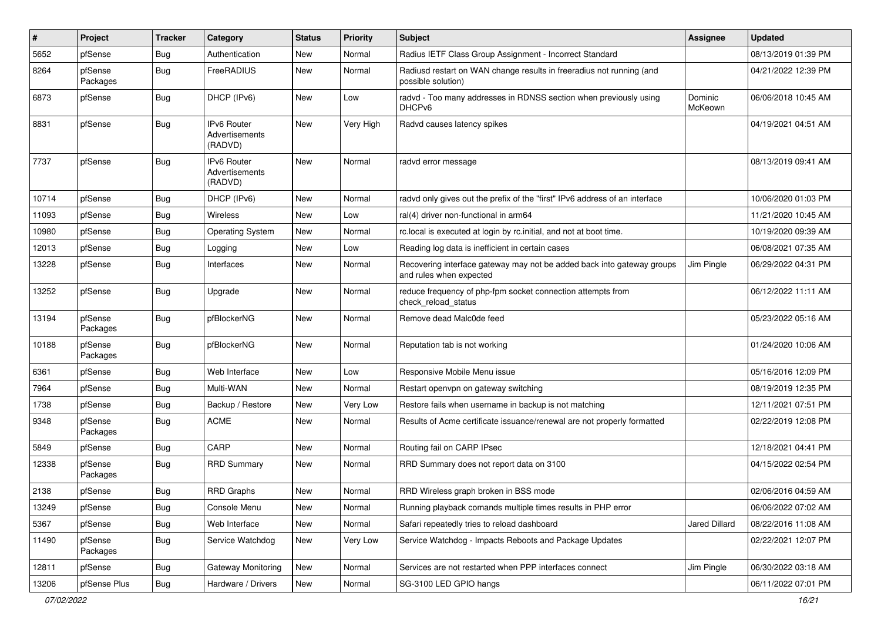| # | Project | Tracker | Category | Status | Priority | Subject | Assignee | Updated |
|---|---|---|---|---|---|---|---|---|
| 5652 | pfSense | Bug | Authentication | New | Normal | Radius IETF Class Group Assignment - Incorrect Standard | | 08/13/2019 01:39 PM |
| 8264 | pfSense Packages | Bug | FreeRADIUS | New | Normal | Radiusd restart on WAN change results in freeradius not running (and possible solution) | | 04/21/2022 12:39 PM |
| 6873 | pfSense | Bug | DHCP (IPv6) | New | Low | radvd - Too many addresses in RDNSS section when previously using DHCPv6 | Dominic McKeown | 06/06/2018 10:45 AM |
| 8831 | pfSense | Bug | IPv6 Router Advertisements (RADVD) | New | Very High | Radvd causes latency spikes | | 04/19/2021 04:51 AM |
| 7737 | pfSense | Bug | IPv6 Router Advertisements (RADVD) | New | Normal | radvd error message | | 08/13/2019 09:41 AM |
| 10714 | pfSense | Bug | DHCP (IPv6) | New | Normal | radvd only gives out the prefix of the "first" IPv6 address of an interface | | 10/06/2020 01:03 PM |
| 11093 | pfSense | Bug | Wireless | New | Low | ral(4) driver non-functional in arm64 | | 11/21/2020 10:45 AM |
| 10980 | pfSense | Bug | Operating System | New | Normal | rc.local is executed at login by rc.initial, and not at boot time. | | 10/19/2020 09:39 AM |
| 12013 | pfSense | Bug | Logging | New | Low | Reading log data is inefficient in certain cases | | 06/08/2021 07:35 AM |
| 13228 | pfSense | Bug | Interfaces | New | Normal | Recovering interface gateway may not be added back into gateway groups and rules when expected | Jim Pingle | 06/29/2022 04:31 PM |
| 13252 | pfSense | Bug | Upgrade | New | Normal | reduce frequency of php-fpm socket connection attempts from check_reload_status | | 06/12/2022 11:11 AM |
| 13194 | pfSense Packages | Bug | pfBlockerNG | New | Normal | Remove dead Malc0de feed | | 05/23/2022 05:16 AM |
| 10188 | pfSense Packages | Bug | pfBlockerNG | New | Normal | Reputation tab is not working | | 01/24/2020 10:06 AM |
| 6361 | pfSense | Bug | Web Interface | New | Low | Responsive Mobile Menu issue | | 05/16/2016 12:09 PM |
| 7964 | pfSense | Bug | Multi-WAN | New | Normal | Restart openvpn on gateway switching | | 08/19/2019 12:35 PM |
| 1738 | pfSense | Bug | Backup / Restore | New | Very Low | Restore fails when username in backup is not matching | | 12/11/2021 07:51 PM |
| 9348 | pfSense Packages | Bug | ACME | New | Normal | Results of Acme certificate issuance/renewal are not properly formatted | | 02/22/2019 12:08 PM |
| 5849 | pfSense | Bug | CARP | New | Normal | Routing fail on CARP IPsec | | 12/18/2021 04:41 PM |
| 12338 | pfSense Packages | Bug | RRD Summary | New | Normal | RRD Summary does not report data on 3100 | | 04/15/2022 02:54 PM |
| 2138 | pfSense | Bug | RRD Graphs | New | Normal | RRD Wireless graph broken in BSS mode | | 02/06/2016 04:59 AM |
| 13249 | pfSense | Bug | Console Menu | New | Normal | Running playback comands multiple times results in PHP error | | 06/06/2022 07:02 AM |
| 5367 | pfSense | Bug | Web Interface | New | Normal | Safari repeatedly tries to reload dashboard | Jared Dillard | 08/22/2016 11:08 AM |
| 11490 | pfSense Packages | Bug | Service Watchdog | New | Very Low | Service Watchdog - Impacts Reboots and Package Updates | | 02/22/2021 12:07 PM |
| 12811 | pfSense | Bug | Gateway Monitoring | New | Normal | Services are not restarted when PPP interfaces connect | Jim Pingle | 06/30/2022 03:18 AM |
| 13206 | pfSense Plus | Bug | Hardware / Drivers | New | Normal | SG-3100 LED GPIO hangs | | 06/11/2022 07:01 PM |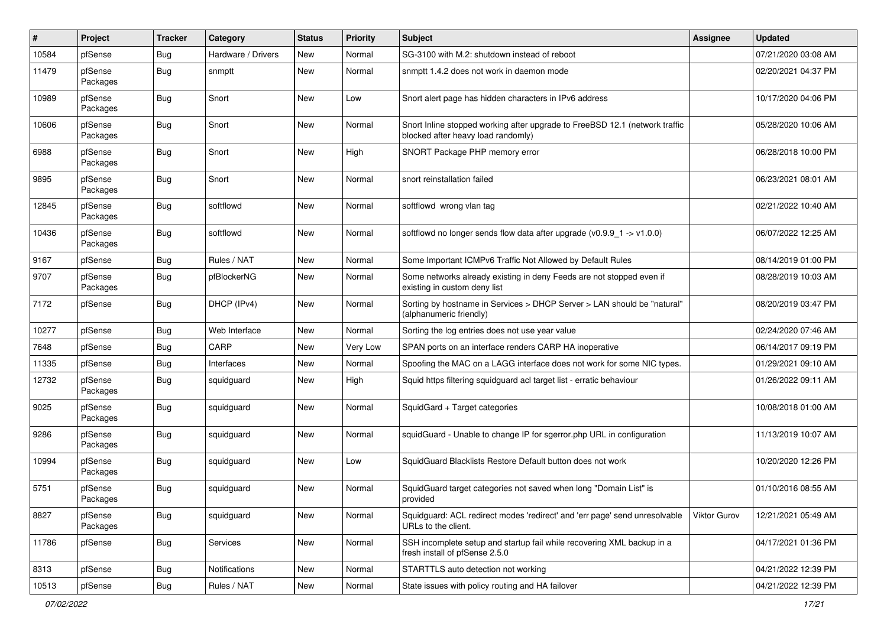| # | Project | Tracker | Category | Status | Priority | Subject | Assignee | Updated |
|---|---|---|---|---|---|---|---|---|
| 10584 | pfSense | Bug | Hardware / Drivers | New | Normal | SG-3100 with M.2: shutdown instead of reboot | | 07/21/2020 03:08 AM |
| 11479 | pfSense Packages | Bug | snmptt | New | Normal | snmptt 1.4.2 does not work in daemon mode | | 02/20/2021 04:37 PM |
| 10989 | pfSense Packages | Bug | Snort | New | Low | Snort alert page has hidden characters in IPv6 address | | 10/17/2020 04:06 PM |
| 10606 | pfSense Packages | Bug | Snort | New | Normal | Snort Inline stopped working after upgrade to FreeBSD 12.1 (network traffic blocked after heavy load randomly) | | 05/28/2020 10:06 AM |
| 6988 | pfSense Packages | Bug | Snort | New | High | SNORT Package PHP memory error | | 06/28/2018 10:00 PM |
| 9895 | pfSense Packages | Bug | Snort | New | Normal | snort reinstallation failed | | 06/23/2021 08:01 AM |
| 12845 | pfSense Packages | Bug | softflowd | New | Normal | softflowd wrong vlan tag | | 02/21/2022 10:40 AM |
| 10436 | pfSense Packages | Bug | softflowd | New | Normal | softflowd no longer sends flow data after upgrade (v0.9.9_1 -> v1.0.0) | | 06/07/2022 12:25 AM |
| 9167 | pfSense | Bug | Rules / NAT | New | Normal | Some Important ICMPv6 Traffic Not Allowed by Default Rules | | 08/14/2019 01:00 PM |
| 9707 | pfSense Packages | Bug | pfBlockerNG | New | Normal | Some networks already existing in deny Feeds are not stopped even if existing in custom deny list | | 08/28/2019 10:03 AM |
| 7172 | pfSense | Bug | DHCP (IPv4) | New | Normal | Sorting by hostname in Services > DHCP Server > LAN should be "natural" (alphanumeric friendly) | | 08/20/2019 03:47 PM |
| 10277 | pfSense | Bug | Web Interface | New | Normal | Sorting the log entries does not use year value | | 02/24/2020 07:46 AM |
| 7648 | pfSense | Bug | CARP | New | Very Low | SPAN ports on an interface renders CARP HA inoperative | | 06/14/2017 09:19 PM |
| 11335 | pfSense | Bug | Interfaces | New | Normal | Spoofing the MAC on a LAGG interface does not work for some NIC types. | | 01/29/2021 09:10 AM |
| 12732 | pfSense Packages | Bug | squidguard | New | High | Squid https filtering squidguard acl target list - erratic behaviour | | 01/26/2022 09:11 AM |
| 9025 | pfSense Packages | Bug | squidguard | New | Normal | SquidGard + Target categories | | 10/08/2018 01:00 AM |
| 9286 | pfSense Packages | Bug | squidguard | New | Normal | squidGuard - Unable to change IP for sgerror.php URL in configuration | | 11/13/2019 10:07 AM |
| 10994 | pfSense Packages | Bug | squidguard | New | Low | SquidGuard Blacklists Restore Default button does not work | | 10/20/2020 12:26 PM |
| 5751 | pfSense Packages | Bug | squidguard | New | Normal | SquidGuard target categories not saved when long "Domain List" is provided | | 01/10/2016 08:55 AM |
| 8827 | pfSense Packages | Bug | squidguard | New | Normal | Squidguard: ACL redirect modes 'redirect' and 'err page' send unresolvable URLs to the client. | Viktor Gurov | 12/21/2021 05:49 AM |
| 11786 | pfSense | Bug | Services | New | Normal | SSH incomplete setup and startup fail while recovering XML backup in a fresh install of pfSense 2.5.0 | | 04/17/2021 01:36 PM |
| 8313 | pfSense | Bug | Notifications | New | Normal | STARTTLS auto detection not working | | 04/21/2022 12:39 PM |
| 10513 | pfSense | Bug | Rules / NAT | New | Normal | State issues with policy routing and HA failover | | 04/21/2022 12:39 PM |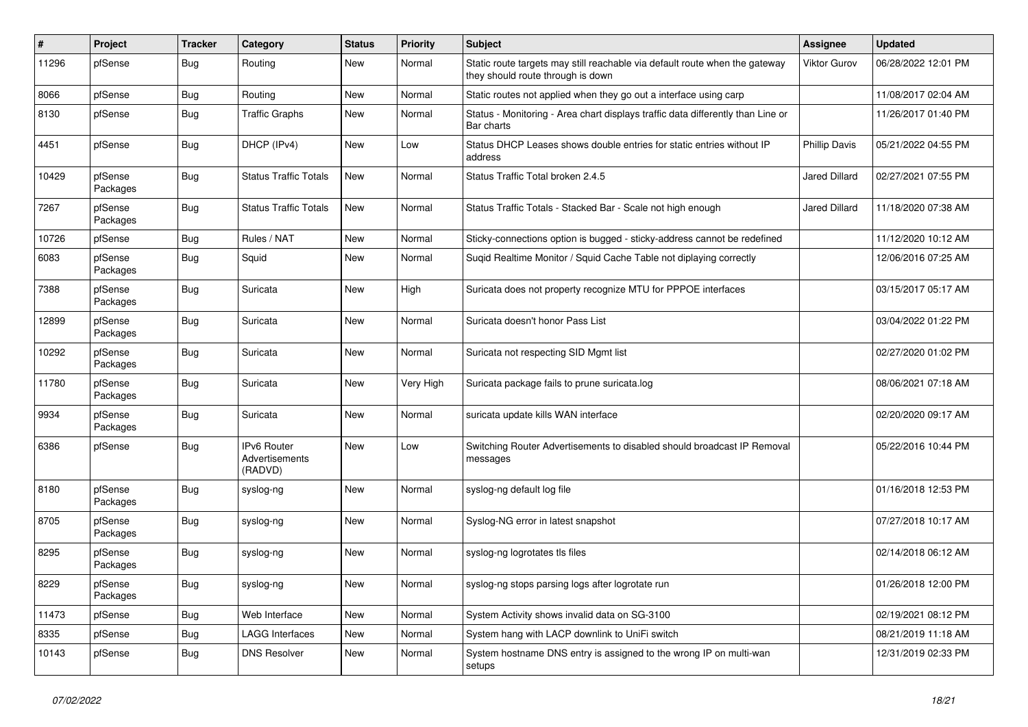| # | Project | Tracker | Category | Status | Priority | Subject | Assignee | Updated |
|---|---|---|---|---|---|---|---|---|
| 11296 | pfSense | Bug | Routing | New | Normal | Static route targets may still reachable via default route when the gateway they should route through is down | Viktor Gurov | 06/28/2022 12:01 PM |
| 8066 | pfSense | Bug | Routing | New | Normal | Static routes not applied when they go out a interface using carp | | 11/08/2017 02:04 AM |
| 8130 | pfSense | Bug | Traffic Graphs | New | Normal | Status - Monitoring - Area chart displays traffic data differently than Line or Bar charts | | 11/26/2017 01:40 PM |
| 4451 | pfSense | Bug | DHCP (IPv4) | New | Low | Status DHCP Leases shows double entries for static entries without IP address | Phillip Davis | 05/21/2022 04:55 PM |
| 10429 | pfSense Packages | Bug | Status Traffic Totals | New | Normal | Status Traffic Total broken 2.4.5 | Jared Dillard | 02/27/2021 07:55 PM |
| 7267 | pfSense Packages | Bug | Status Traffic Totals | New | Normal | Status Traffic Totals - Stacked Bar - Scale not high enough | Jared Dillard | 11/18/2020 07:38 AM |
| 10726 | pfSense | Bug | Rules / NAT | New | Normal | Sticky-connections option is bugged - sticky-address cannot be redefined | | 11/12/2020 10:12 AM |
| 6083 | pfSense Packages | Bug | Squid | New | Normal | Suqid Realtime Monitor / Squid Cache Table not diplaying correctly | | 12/06/2016 07:25 AM |
| 7388 | pfSense Packages | Bug | Suricata | New | High | Suricata does not property recognize MTU for PPPOE interfaces | | 03/15/2017 05:17 AM |
| 12899 | pfSense Packages | Bug | Suricata | New | Normal | Suricata doesn't honor Pass List | | 03/04/2022 01:22 PM |
| 10292 | pfSense Packages | Bug | Suricata | New | Normal | Suricata not respecting SID Mgmt list | | 02/27/2020 01:02 PM |
| 11780 | pfSense Packages | Bug | Suricata | New | Very High | Suricata package fails to prune suricata.log | | 08/06/2021 07:18 AM |
| 9934 | pfSense Packages | Bug | Suricata | New | Normal | suricata update kills WAN interface | | 02/20/2020 09:17 AM |
| 6386 | pfSense | Bug | IPv6 Router Advertisements (RADVD) | New | Low | Switching Router Advertisements to disabled should broadcast IP Removal messages | | 05/22/2016 10:44 PM |
| 8180 | pfSense Packages | Bug | syslog-ng | New | Normal | syslog-ng default log file | | 01/16/2018 12:53 PM |
| 8705 | pfSense Packages | Bug | syslog-ng | New | Normal | Syslog-NG error in latest snapshot | | 07/27/2018 10:17 AM |
| 8295 | pfSense Packages | Bug | syslog-ng | New | Normal | syslog-ng logrotates tls files | | 02/14/2018 06:12 AM |
| 8229 | pfSense Packages | Bug | syslog-ng | New | Normal | syslog-ng stops parsing logs after logrotate run | | 01/26/2018 12:00 PM |
| 11473 | pfSense | Bug | Web Interface | New | Normal | System Activity shows invalid data on SG-3100 | | 02/19/2021 08:12 PM |
| 8335 | pfSense | Bug | LAGG Interfaces | New | Normal | System hang with LACP downlink to UniFi switch | | 08/21/2019 11:18 AM |
| 10143 | pfSense | Bug | DNS Resolver | New | Normal | System hostname DNS entry is assigned to the wrong IP on multi-wan setups | | 12/31/2019 02:33 PM |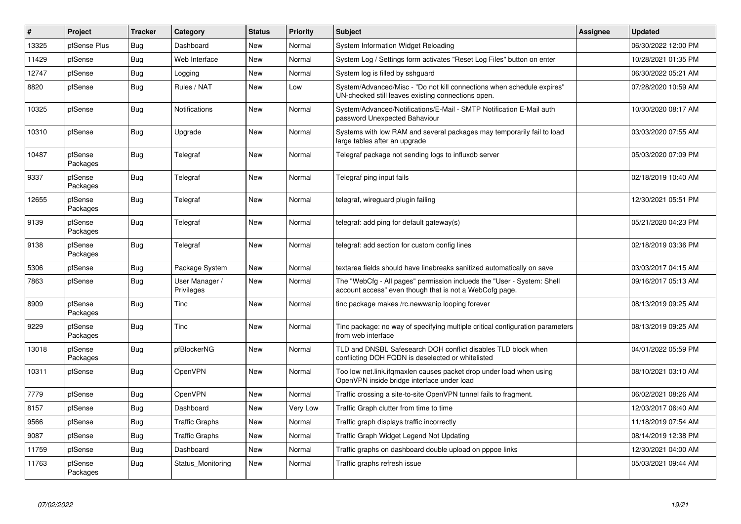| # | Project | Tracker | Category | Status | Priority | Subject | Assignee | Updated |
|---|---|---|---|---|---|---|---|---|
| 13325 | pfSense Plus | Bug | Dashboard | New | Normal | System Information Widget Reloading | | 06/30/2022 12:00 PM |
| 11429 | pfSense | Bug | Web Interface | New | Normal | System Log / Settings form activates "Reset Log Files" button on enter | | 10/28/2021 01:35 PM |
| 12747 | pfSense | Bug | Logging | New | Normal | System log is filled by sshguard | | 06/30/2022 05:21 AM |
| 8820 | pfSense | Bug | Rules / NAT | New | Low | System/Advanced/Misc - "Do not kill connections when schedule expires" UN-checked still leaves existing connections open. | | 07/28/2020 10:59 AM |
| 10325 | pfSense | Bug | Notifications | New | Normal | System/Advanced/Notifications/E-Mail - SMTP Notification E-Mail auth password Unexpected Bahaviour | | 10/30/2020 08:17 AM |
| 10310 | pfSense | Bug | Upgrade | New | Normal | Systems with low RAM and several packages may temporarily fail to load large tables after an upgrade | | 03/03/2020 07:55 AM |
| 10487 | pfSense Packages | Bug | Telegraf | New | Normal | Telegraf package not sending logs to influxdb server | | 05/03/2020 07:09 PM |
| 9337 | pfSense Packages | Bug | Telegraf | New | Normal | Telegraf ping input fails | | 02/18/2019 10:40 AM |
| 12655 | pfSense Packages | Bug | Telegraf | New | Normal | telegraf, wireguard plugin failing | | 12/30/2021 05:51 PM |
| 9139 | pfSense Packages | Bug | Telegraf | New | Normal | telegraf: add ping for default gateway(s) | | 05/21/2020 04:23 PM |
| 9138 | pfSense Packages | Bug | Telegraf | New | Normal | telegraf: add section for custom config lines | | 02/18/2019 03:36 PM |
| 5306 | pfSense | Bug | Package System | New | Normal | textarea fields should have linebreaks sanitized automatically on save | | 03/03/2017 04:15 AM |
| 7863 | pfSense | Bug | User Manager / Privileges | New | Normal | The "WebCfg - All pages" permission inclueds the "User - System: Shell account access" even though that is not a WebCofg page. | | 09/16/2017 05:13 AM |
| 8909 | pfSense Packages | Bug | Tinc | New | Normal | tinc package makes /rc.newwanip looping forever | | 08/13/2019 09:25 AM |
| 9229 | pfSense Packages | Bug | Tinc | New | Normal | Tinc package: no way of specifying multiple critical configuration parameters from web interface | | 08/13/2019 09:25 AM |
| 13018 | pfSense Packages | Bug | pfBlockerNG | New | Normal | TLD and DNSBL Safesearch DOH conflict disables TLD block when conflicting DOH FQDN is deselected or whitelisted | | 04/01/2022 05:59 PM |
| 10311 | pfSense | Bug | OpenVPN | New | Normal | Too low net.link.ifqmaxlen causes packet drop under load when using OpenVPN inside bridge interface under load | | 08/10/2021 03:10 AM |
| 7779 | pfSense | Bug | OpenVPN | New | Normal | Traffic crossing a site-to-site OpenVPN tunnel fails to fragment. | | 06/02/2021 08:26 AM |
| 8157 | pfSense | Bug | Dashboard | New | Very Low | Traffic Graph clutter from time to time | | 12/03/2017 06:40 AM |
| 9566 | pfSense | Bug | Traffic Graphs | New | Normal | Traffic graph displays traffic incorrectly | | 11/18/2019 07:54 AM |
| 9087 | pfSense | Bug | Traffic Graphs | New | Normal | Traffic Graph Widget Legend Not Updating | | 08/14/2019 12:38 PM |
| 11759 | pfSense | Bug | Dashboard | New | Normal | Traffic graphs on dashboard double upload on pppoe links | | 12/30/2021 04:00 AM |
| 11763 | pfSense Packages | Bug | Status_Monitoring | New | Normal | Traffic graphs refresh issue | | 05/03/2021 09:44 AM |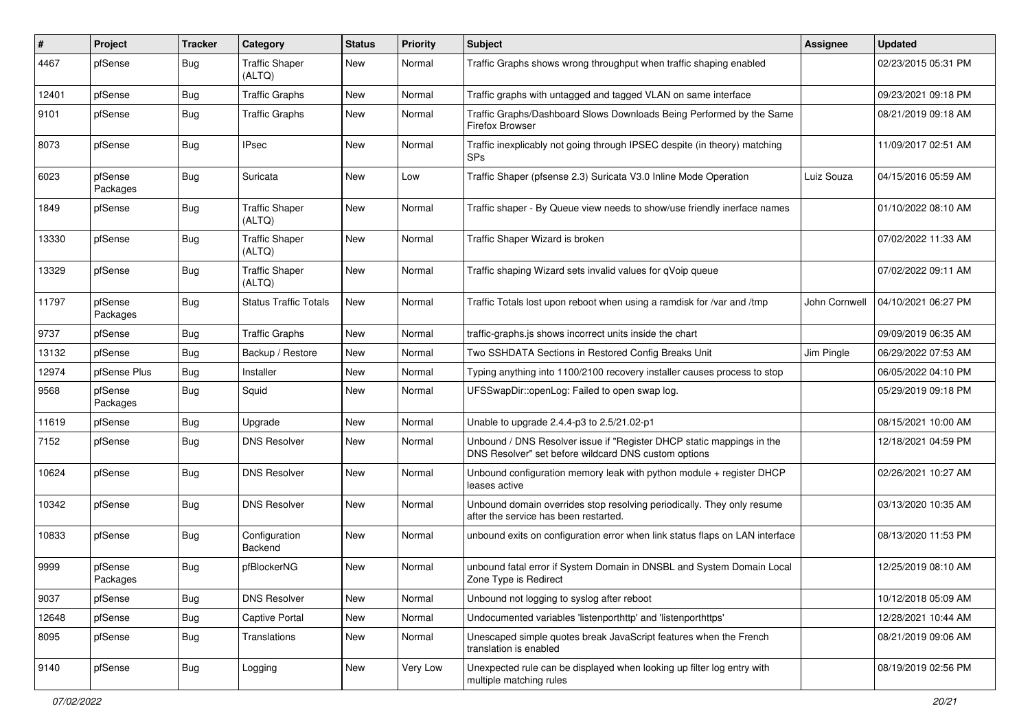| # | Project | Tracker | Category | Status | Priority | Subject | Assignee | Updated |
|---|---|---|---|---|---|---|---|---|
| 4467 | pfSense | Bug | Traffic Shaper (ALTQ) | New | Normal | Traffic Graphs shows wrong throughput when traffic shaping enabled | | 02/23/2015 05:31 PM |
| 12401 | pfSense | Bug | Traffic Graphs | New | Normal | Traffic graphs with untagged and tagged VLAN on same interface | | 09/23/2021 09:18 PM |
| 9101 | pfSense | Bug | Traffic Graphs | New | Normal | Traffic Graphs/Dashboard Slows Downloads Being Performed by the Same Firefox Browser | | 08/21/2019 09:18 AM |
| 8073 | pfSense | Bug | IPsec | New | Normal | Traffic inexplicably not going through IPSEC despite (in theory) matching SPs | | 11/09/2017 02:51 AM |
| 6023 | pfSense Packages | Bug | Suricata | New | Low | Traffic Shaper (pfsense 2.3) Suricata V3.0 Inline Mode Operation | Luiz Souza | 04/15/2016 05:59 AM |
| 1849 | pfSense | Bug | Traffic Shaper (ALTQ) | New | Normal | Traffic shaper - By Queue view needs to show/use friendly inerface names | | 01/10/2022 08:10 AM |
| 13330 | pfSense | Bug | Traffic Shaper (ALTQ) | New | Normal | Traffic Shaper Wizard is broken | | 07/02/2022 11:33 AM |
| 13329 | pfSense | Bug | Traffic Shaper (ALTQ) | New | Normal | Traffic shaping Wizard sets invalid values for qVoip queue | | 07/02/2022 09:11 AM |
| 11797 | pfSense Packages | Bug | Status Traffic Totals | New | Normal | Traffic Totals lost upon reboot when using a ramdisk for /var and /tmp | John Cornwell | 04/10/2021 06:27 PM |
| 9737 | pfSense | Bug | Traffic Graphs | New | Normal | traffic-graphs.js shows incorrect units inside the chart | | 09/09/2019 06:35 AM |
| 13132 | pfSense | Bug | Backup / Restore | New | Normal | Two SSHDATA Sections in Restored Config Breaks Unit | Jim Pingle | 06/29/2022 07:53 AM |
| 12974 | pfSense Plus | Bug | Installer | New | Normal | Typing anything into 1100/2100 recovery installer causes process to stop | | 06/05/2022 04:10 PM |
| 9568 | pfSense Packages | Bug | Squid | New | Normal | UFSSwapDir::openLog: Failed to open swap log. | | 05/29/2019 09:18 PM |
| 11619 | pfSense | Bug | Upgrade | New | Normal | Unable to upgrade 2.4.4-p3 to 2.5/21.02-p1 | | 08/15/2021 10:00 AM |
| 7152 | pfSense | Bug | DNS Resolver | New | Normal | Unbound / DNS Resolver issue if "Register DHCP static mappings in the DNS Resolver" set before wildcard DNS custom options | | 12/18/2021 04:59 PM |
| 10624 | pfSense | Bug | DNS Resolver | New | Normal | Unbound configuration memory leak with python module + register DHCP leases active | | 02/26/2021 10:27 AM |
| 10342 | pfSense | Bug | DNS Resolver | New | Normal | Unbound domain overrides stop resolving periodically. They only resume after the service has been restarted. | | 03/13/2020 10:35 AM |
| 10833 | pfSense | Bug | Configuration Backend | New | Normal | unbound exits on configuration error when link status flaps on LAN interface | | 08/13/2020 11:53 PM |
| 9999 | pfSense Packages | Bug | pfBlockerNG | New | Normal | unbound fatal error if System Domain in DNSBL and System Domain Local Zone Type is Redirect | | 12/25/2019 08:10 AM |
| 9037 | pfSense | Bug | DNS Resolver | New | Normal | Unbound not logging to syslog after reboot | | 10/12/2018 05:09 AM |
| 12648 | pfSense | Bug | Captive Portal | New | Normal | Undocumented variables 'listenporthttp' and 'listenporthttps' | | 12/28/2021 10:44 AM |
| 8095 | pfSense | Bug | Translations | New | Normal | Unescaped simple quotes break JavaScript features when the French translation is enabled | | 08/21/2019 09:06 AM |
| 9140 | pfSense | Bug | Logging | New | Very Low | Unexpected rule can be displayed when looking up filter log entry with multiple matching rules | | 08/19/2019 02:56 PM |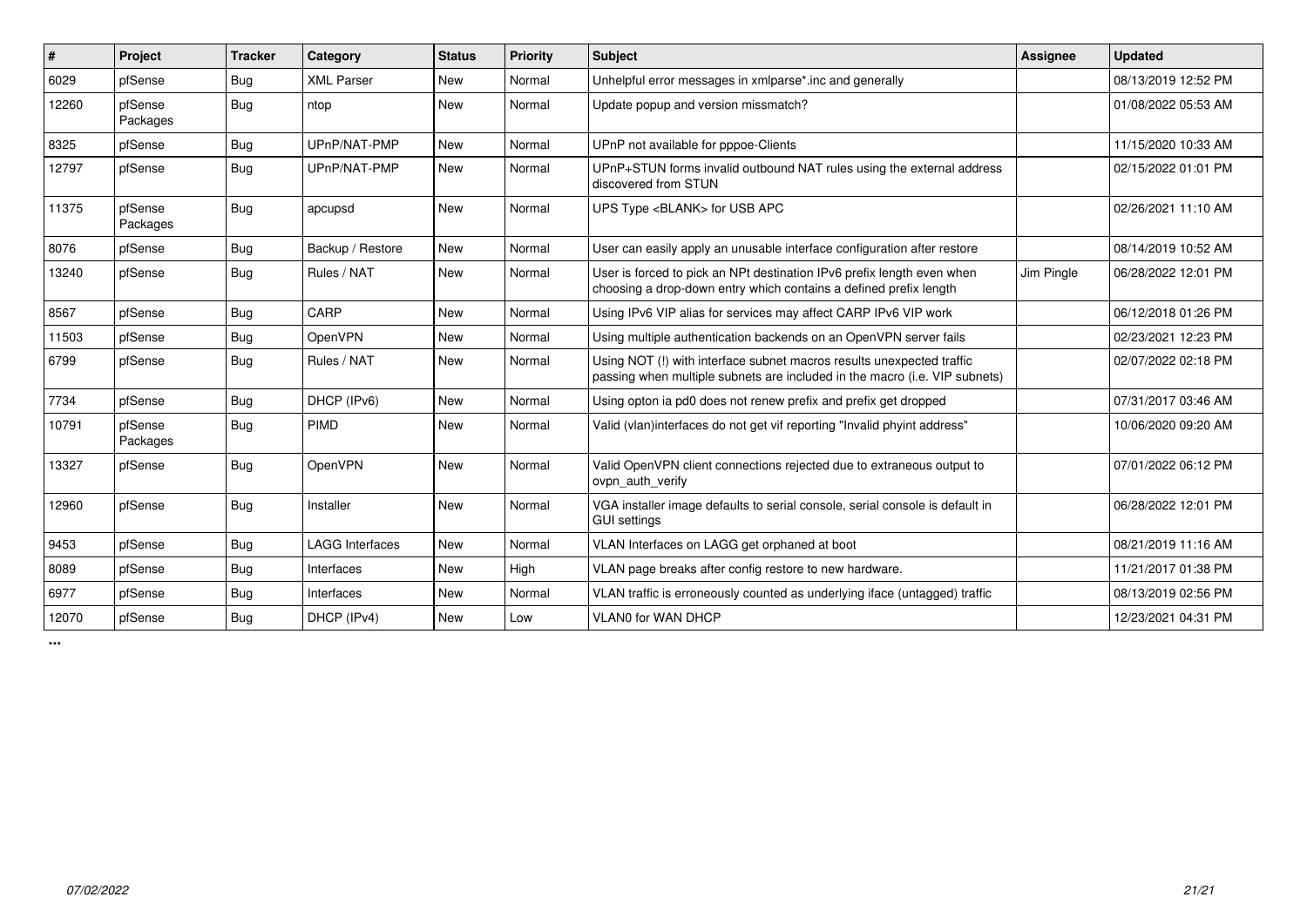| # | Project | Tracker | Category | Status | Priority | Subject | Assignee | Updated |
|---|---|---|---|---|---|---|---|---|
| 6029 | pfSense | Bug | XML Parser | New | Normal | Unhelpful error messages in xmlparse*.inc and generally | | 08/13/2019 12:52 PM |
| 12260 | pfSense Packages | Bug | ntop | New | Normal | Update popup and version missmatch? | | 01/08/2022 05:53 AM |
| 8325 | pfSense | Bug | UPnP/NAT-PMP | New | Normal | UPnP not available for pppoe-Clients | | 11/15/2020 10:33 AM |
| 12797 | pfSense | Bug | UPnP/NAT-PMP | New | Normal | UPnP+STUN forms invalid outbound NAT rules using the external address discovered from STUN | | 02/15/2022 01:01 PM |
| 11375 | pfSense Packages | Bug | apcupsd | New | Normal | UPS Type <BLANK> for USB APC | | 02/26/2021 11:10 AM |
| 8076 | pfSense | Bug | Backup / Restore | New | Normal | User can easily apply an unusable interface configuration after restore | | 08/14/2019 10:52 AM |
| 13240 | pfSense | Bug | Rules / NAT | New | Normal | User is forced to pick an NPt destination IPv6 prefix length even when choosing a drop-down entry which contains a defined prefix length | Jim Pingle | 06/28/2022 12:01 PM |
| 8567 | pfSense | Bug | CARP | New | Normal | Using IPv6 VIP alias for services may affect CARP IPv6 VIP work | | 06/12/2018 01:26 PM |
| 11503 | pfSense | Bug | OpenVPN | New | Normal | Using multiple authentication backends on an OpenVPN server fails | | 02/23/2021 12:23 PM |
| 6799 | pfSense | Bug | Rules / NAT | New | Normal | Using NOT (!) with interface subnet macros results unexpected traffic passing when multiple subnets are included in the macro (i.e. VIP subnets) | | 02/07/2022 02:18 PM |
| 7734 | pfSense | Bug | DHCP (IPv6) | New | Normal | Using opton ia pd0 does not renew prefix and prefix get dropped | | 07/31/2017 03:46 AM |
| 10791 | pfSense Packages | Bug | PIMD | New | Normal | Valid (vlan)interfaces do not get vif reporting "Invalid phyint address" | | 10/06/2020 09:20 AM |
| 13327 | pfSense | Bug | OpenVPN | New | Normal | Valid OpenVPN client connections rejected due to extraneous output to ovpn_auth_verify | | 07/01/2022 06:12 PM |
| 12960 | pfSense | Bug | Installer | New | Normal | VGA installer image defaults to serial console, serial console is default in GUI settings | | 06/28/2022 12:01 PM |
| 9453 | pfSense | Bug | LAGG Interfaces | New | Normal | VLAN Interfaces on LAGG get orphaned at boot | | 08/21/2019 11:16 AM |
| 8089 | pfSense | Bug | Interfaces | New | High | VLAN page breaks after config restore to new hardware. | | 11/21/2017 01:38 PM |
| 6977 | pfSense | Bug | Interfaces | New | Normal | VLAN traffic is erroneously counted as underlying iface (untagged) traffic | | 08/13/2019 02:56 PM |
| 12070 | pfSense | Bug | DHCP (IPv4) | New | Low | VLAN0 for WAN DHCP | | 12/23/2021 04:31 PM |

...